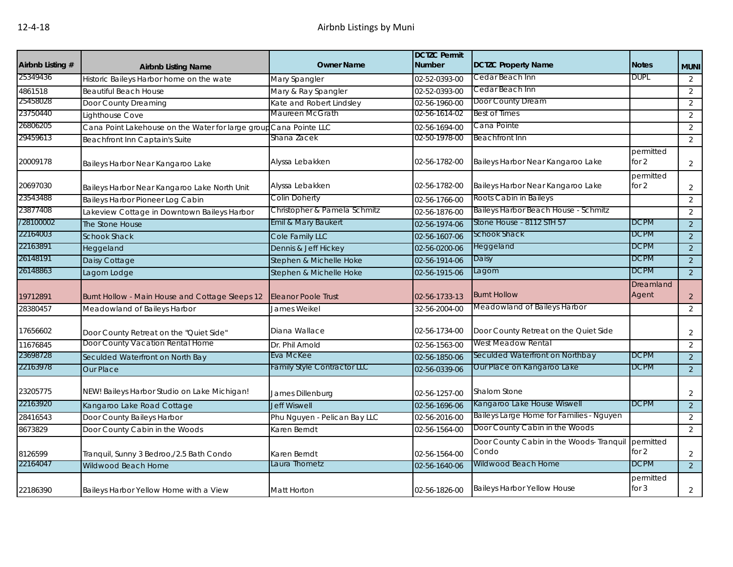# Airbnb Listings by Muni

12-4-18

| Airbnb Listing # | Airbnb Listing Name | Owner Name | DCTZC Permit Number | DCTZC Property Name | Notes | MUNI |
|---|---|---|---|---|---|---|
| 25349436 | Historic Baileys Harbor home on the wate | Mary Spangler | 02-52-0393-00 | Cedar Beach Inn | DUPL | 2 |
| 4861518 | Beautiful Beach House | Mary & Ray Spangler | 02-52-0393-00 | Cedar Beach Inn | | 2 |
| 25458028 | Door County Dreaming | Kate and Robert Lindsley | 02-56-1960-00 | Door County Dream | | 2 |
| 23750440 | Lighthouse Cove | Maureen McGrath | 02-56-1614-02 | Best of Times | | 2 |
| 26806205 | Cana Point Lakehouse on the Water for large group | Cana Pointe LLC | 02-56-1694-00 | Cana Pointe | | 2 |
| 29459613 | Beachfront Inn Captain's Suite | Shana Zacek | 02-50-1978-00 | Beachfront Inn | | 2 |
| 20009178 | Baileys Harbor Near Kangaroo Lake | Alyssa Lebakken | 02-56-1782-00 | Baileys Harbor Near Kangaroo Lake | permitted for 2 | 2 |
| 20697030 | Baileys Harbor Near Kangaroo Lake North Unit | Alyssa Lebakken | 02-56-1782-00 | Baileys Harbor Near Kangaroo Lake | permitted for 2 | 2 |
| 23543488 | Baileys Harbor Pioneer Log Cabin | Colin Doherty | 02-56-1766-00 | Roots Cabin in Baileys | | 2 |
| 23877408 | Lakeview Cottage in Downtown Baileys Harbor | Christopher & Pamela Schmitz | 02-56-1876-00 | Baileys Harbor Beach House - Schmitz | | 2 |
| 728100002 | The Stone House | Emil & Mary Baukert | 02-56-1974-06 | Stone House - 8112 STH 57 | DCPM | 2 |
| 22164003 | Schook Shack | Cole Family LLC | 02-56-1607-06 | Schook Shack | DCPM | 2 |
| 22163891 | Heggeland | Dennis & Jeff Hickey | 02-56-0200-06 | Heggeland | DCPM | 2 |
| 26148191 | Daisy Cottage | Stephen & Michelle Hoke | 02-56-1914-06 | Daisy | DCPM | 2 |
| 26148863 | Lagom Lodge | Stephen & Michelle Hoke | 02-56-1915-06 | Lagom | DCPM | 2 |
| 19712891 | Burnt Hollow - Main House and Cottage Sleeps 12 | Eleanor Poole Trust | 02-56-1733-13 | Burnt Hollow | Dreamland Agent | 2 |
| 28380457 | Meadowland of Baileys Harbor | James Weikel | 32-56-2004-00 | Meadowland of Baileys Harbor | | 2 |
| 17656602 | Door County Retreat on the "Quiet Side" | Diana Wallace | 02-56-1734-00 | Door County Retreat on the Quiet Side | | 2 |
| 11676845 | Door County Vacation Rental Home | Dr. Phil Arnold | 02-56-1563-00 | West Meadow Rental | | 2 |
| 23698728 | Seculded Waterfront on North Bay | Eva McKee | 02-56-1850-06 | Seculded Waterfront on Northbay | DCPM | 2 |
| 22163978 | Our Place | Family Style Contractor LLC | 02-56-0339-06 | Our Place on Kangaroo Lake | DCPM | 2 |
| 23205775 | NEW! Baileys Harbor Studio on Lake Michigan! | James Dillenburg | 02-56-1257-00 | Shalom Stone | | 2 |
| 22163920 | Kangaroo Lake Road Cottage | Jeff Wiswell | 02-56-1696-06 | Kangaroo Lake House Wiswell | DCPM | 2 |
| 28416543 | Door County Baileys Harbor | Phu Nguyen - Pelican Bay LLC | 02-56-2016-00 | Baileys Large Home for Families - Nguyen | | 2 |
| 8673829 | Door County Cabin in the Woods | Karen Berndt | 02-56-1564-00 | Door County Cabin in the Woods | | 2 |
| 8126599 | Tranquil, Sunny 3 Bedroo,/2.5 Bath Condo | Karen Berndt | 02-56-1564-00 | Door County Cabin in the Woods- Tranquil Condo | permitted for 2 | 2 |
| 22164047 | Wildwood Beach Home | Laura Thometz | 02-56-1640-06 | Wildwood Beach Home | DCPM | 2 |
| 22186390 | Baileys Harbor Yellow Home with a View | Matt Horton | 02-56-1826-00 | Baileys Harbor Yellow House | permitted for 3 | 2 |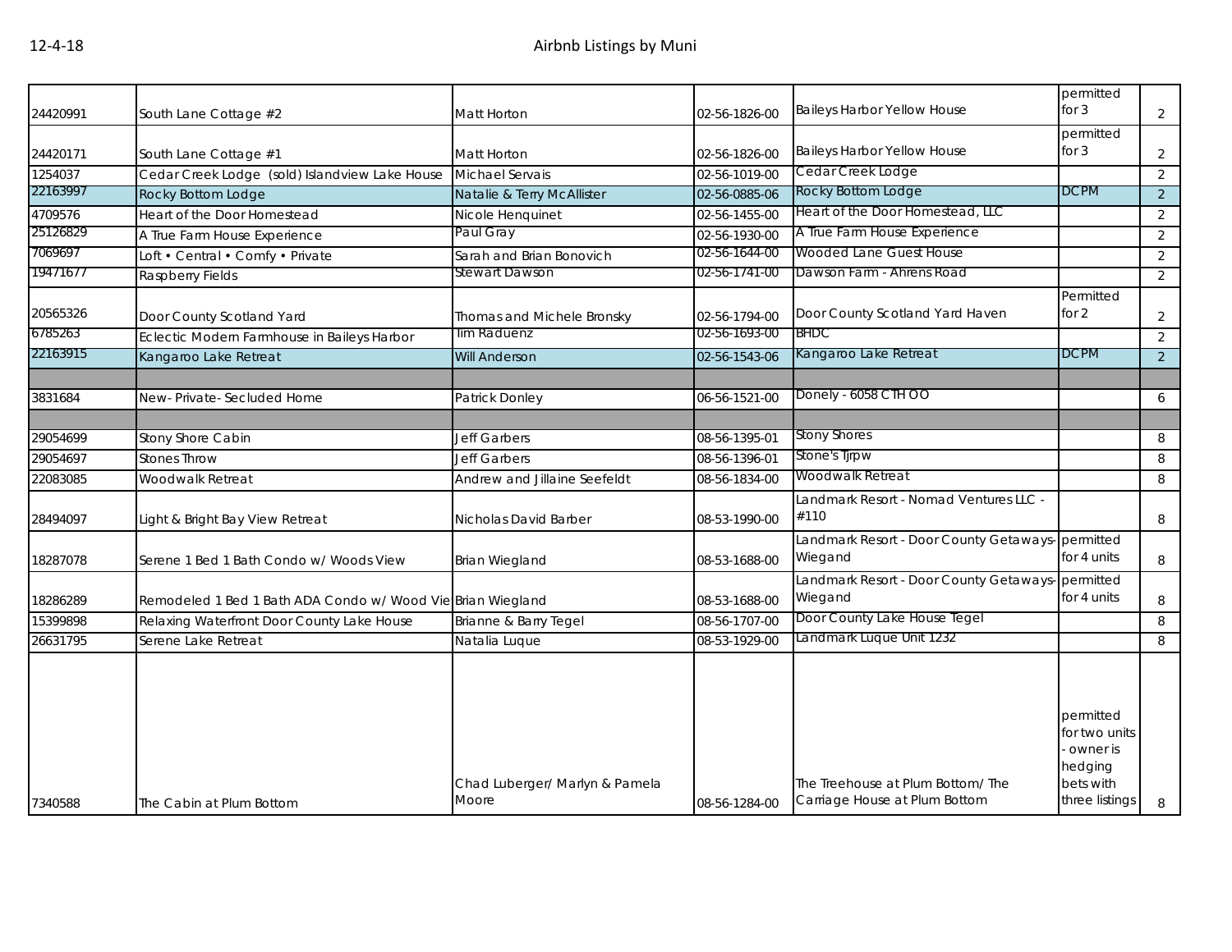| | | | | | | |
|---|---|---|---|---|---|---|
| 24420991 | South Lane Cottage #2 | Matt Horton | 02-56-1826-00 | Baileys Harbor Yellow House | permitted for 3 | 2 |
| 24420171 | South Lane Cottage #1 | Matt Horton | 02-56-1826-00 | Baileys Harbor Yellow House | permitted for 3 | 2 |
| 1254037 | Cedar Creek Lodge (sold) Islandview Lake House | Michael Servais | 02-56-1019-00 | Cedar Creek Lodge | | 2 |
| 22163997 | Rocky Bottom Lodge | Natalie & Terry McAllister | 02-56-0885-06 | Rocky Bottom Lodge | DCPM | 2 |
| 4709576 | Heart of the Door Homestead | Nicole Henquinet | 02-56-1455-00 | Heart of the Door Homestead, LLC | | 2 |
| 25126829 | A True Farm House Experience | Paul Gray | 02-56-1930-00 | A True Farm House Experience | | 2 |
| 7069697 | Loft • Central • Comfy • Private | Sarah and Brian Bonovich | 02-56-1644-00 | Wooded Lane Guest House | | 2 |
| 19471677 | Raspberry Fields | Stewart Dawson | 02-56-1741-00 | Dawson Farm - Ahrens Road | | 2 |
| 20565326 | Door County Scotland Yard | Thomas and Michele Bronsky | 02-56-1794-00 | Door County Scotland Yard Haven | Permitted for 2 | 2 |
| 6785263 | Eclectic Modern Farmhouse in Baileys Harbor | Tim Raduenz | 02-56-1693-00 | BHDC | | 2 |
| 22163915 | Kangaroo Lake Retreat | Will Anderson | 02-56-1543-06 | Kangaroo Lake Retreat | DCPM | 2 |
| | | | | | | |
| 3831684 | New- Private- Secluded Home | Patrick Donley | 06-56-1521-00 | Donely - 6058 CTH OO | | 6 |
| | | | | | | |
| 29054699 | Stony Shore Cabin | Jeff Garbers | 08-56-1395-01 | Stony Shores | | 8 |
| 29054697 | Stones Throw | Jeff Garbers | 08-56-1396-01 | Stone's Tjrpw | | 8 |
| 22083085 | Woodwalk Retreat | Andrew and Jillaine Seefeldt | 08-56-1834-00 | Woodwalk Retreat | | 8 |
| 28494097 | Light & Bright Bay View Retreat | Nicholas David Barber | 08-53-1990-00 | Landmark Resort - Nomad Ventures LLC - #110 | | 8 |
| 18287078 | Serene 1 Bed 1 Bath Condo w/ Woods View | Brian Wiegland | 08-53-1688-00 | Landmark Resort - Door County Getaways-Wiegand | permitted for 4 units | 8 |
| 18286289 | Remodeled 1 Bed 1 Bath ADA Condo w/ Wood Vie | Brian Wiegland | 08-53-1688-00 | Landmark Resort - Door County Getaways-Wiegand | permitted for 4 units | 8 |
| 15399898 | Relaxing Waterfront Door County Lake House | Brianne & Barry Tegel | 08-56-1707-00 | Door County Lake House Tegel | | 8 |
| 26631795 | Serene Lake Retreat | Natalia Luque | 08-53-1929-00 | Landmark Luque Unit 1232 | | 8 |
| 7340588 | The Cabin at Plum Bottom | Chad Luberger/ Marlyn & Pamela Moore | 08-56-1284-00 | The Treehouse at Plum Bottom/ The Carriage House at Plum Bottom | permitted for two units - owner is hedging bets with three listings | 8 |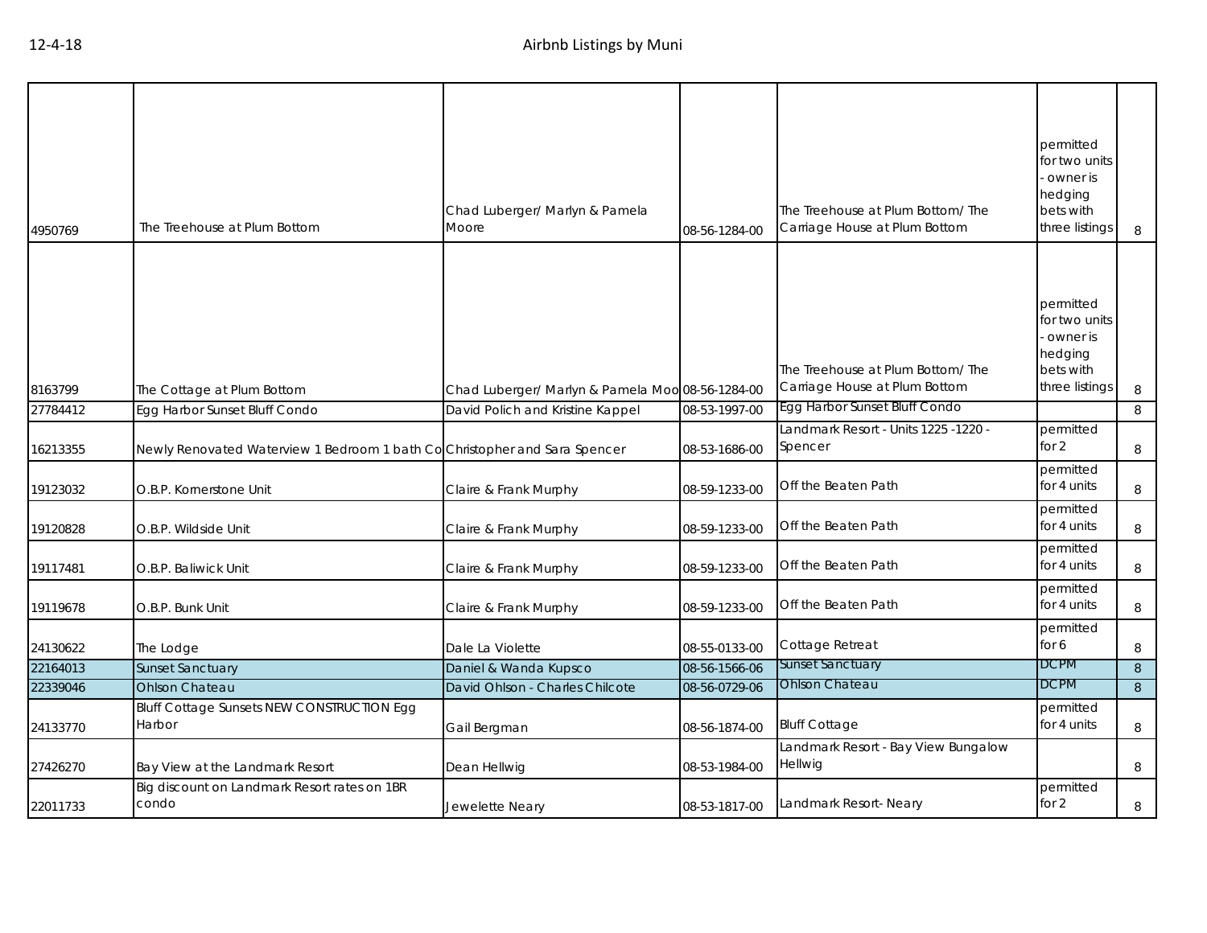| | | | | | | |
|---|---|---|---|---|---|---|
| 4950769 | The Treehouse at Plum Bottom | Chad Luberger/ Marlyn & Pamela Moore | 08-56-1284-00 | The Treehouse at Plum Bottom/ The Carriage House at Plum Bottom | permitted for two units - owner is hedging bets with three listings | 8 |
| 8163799 | The Cottage at Plum Bottom | Chad Luberger/ Marlyn & Pamela Moo | 08-56-1284-00 | The Treehouse at Plum Bottom/ The Carriage House at Plum Bottom | permitted for two units - owner is hedging bets with three listings | 8 |
| 27784412 | Egg Harbor Sunset Bluff Condo | David Polich and Kristine Kappel | 08-53-1997-00 | Egg Harbor Sunset Bluff Condo | | 8 |
| 16213355 | Newly Renovated Waterview 1 Bedroom 1 bath Co | Christopher and Sara Spencer | 08-53-1686-00 | Landmark Resort - Units 1225 -1220 - Spencer | permitted for 2 | 8 |
| 19123032 | O.B.P. Kornerstone Unit | Claire & Frank Murphy | 08-59-1233-00 | Off the Beaten Path | permitted for 4 units | 8 |
| 19120828 | O.B.P. Wildside Unit | Claire & Frank Murphy | 08-59-1233-00 | Off the Beaten Path | permitted for 4 units | 8 |
| 19117481 | O.B.P. Baliwick Unit | Claire & Frank Murphy | 08-59-1233-00 | Off the Beaten Path | permitted for 4 units | 8 |
| 19119678 | O.B.P. Bunk Unit | Claire & Frank Murphy | 08-59-1233-00 | Off the Beaten Path | permitted for 4 units | 8 |
| 24130622 | The Lodge | Dale La Violette | 08-55-0133-00 | Cottage Retreat | permitted for 6 | 8 |
| 22164013 | Sunset Sanctuary | Daniel & Wanda Kupsco | 08-56-1566-06 | Sunset Sanctuary | DCPM | 8 |
| 22339046 | Ohlson Chateau | David Ohlson - Charles Chilcote | 08-56-0729-06 | Ohlson Chateau | DCPM | 8 |
| 24133770 | Bluff Cottage Sunsets NEW CONSTRUCTION Egg Harbor | Gail Bergman | 08-56-1874-00 | Bluff Cottage | permitted for 4 units | 8 |
| 27426270 | Bay View at the Landmark Resort | Dean Hellwig | 08-53-1984-00 | Landmark Resort - Bay View Bungalow Hellwig | | 8 |
| 22011733 | Big discount on Landmark Resort rates on 1BR condo | Jewelette Neary | 08-53-1817-00 | Landmark Resort- Neary | permitted for 2 | 8 |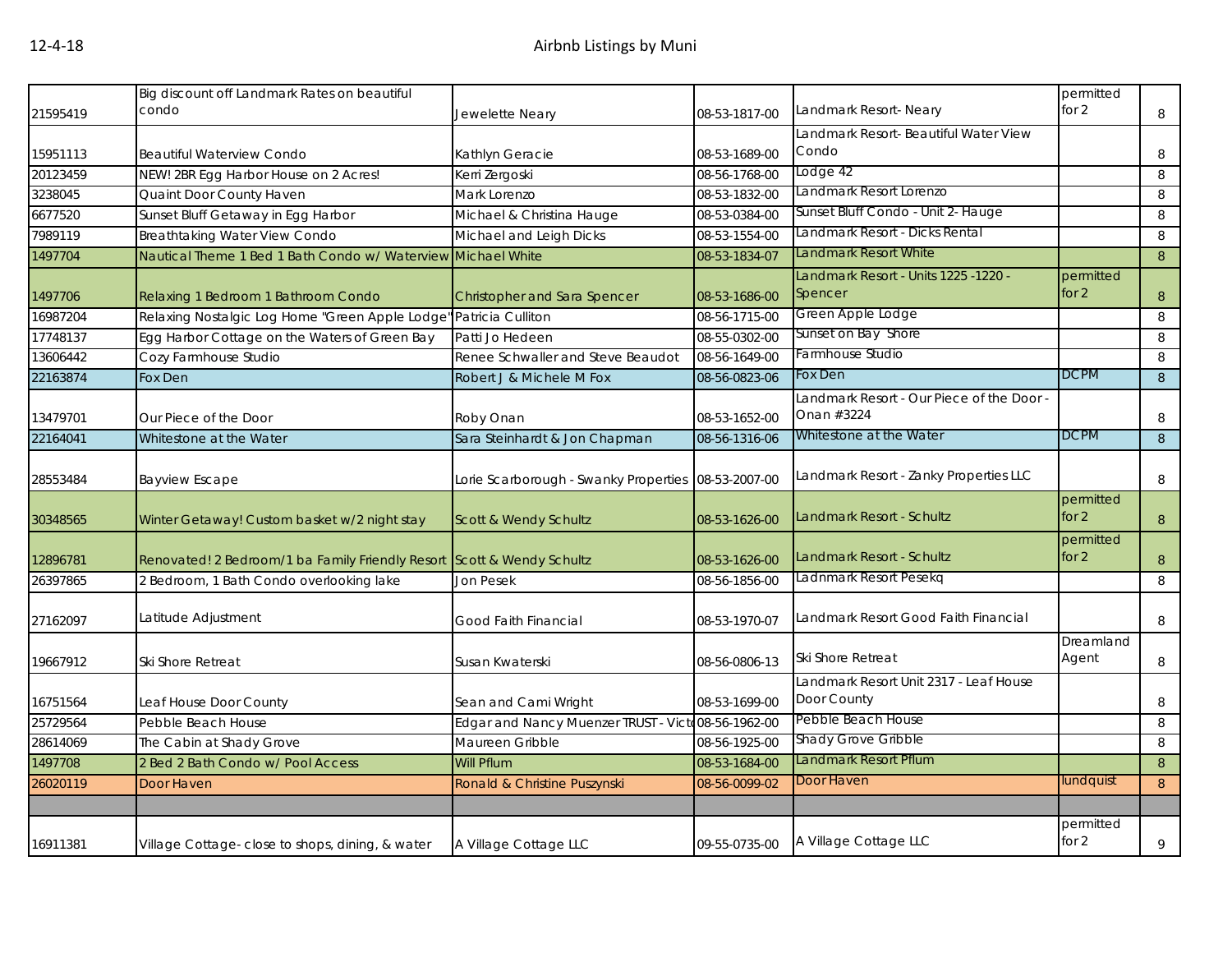| | | | | | | |
|---|---|---|---|---|---|---|
| 21595419 | Big discount off Landmark Rates on beautiful condo | Jewelette Neary | 08-53-1817-00 | Landmark Resort- Neary | permitted for 2 | 8 |
| 15951113 | Beautiful Waterview Condo | Kathlyn Geracie | 08-53-1689-00 | Landmark Resort- Beautiful Water View Condo | | 8 |
| 20123459 | NEW! 2BR Egg Harbor House on 2 Acres! | Kerri Zergoski | 08-56-1768-00 | Lodge 42 | | 8 |
| 3238045 | Quaint Door County Haven | Mark Lorenzo | 08-53-1832-00 | Landmark Resort Lorenzo | | 8 |
| 6677520 | Sunset Bluff Getaway in Egg Harbor | Michael & Christina Hauge | 08-53-0384-00 | Sunset Bluff Condo - Unit 2- Hauge | | 8 |
| 7989119 | Breathtaking Water View Condo | Michael and Leigh Dicks | 08-53-1554-00 | Landmark Resort - Dicks Rental | | 8 |
| 1497704 | Nautical Theme 1 Bed 1 Bath Condo w/ Waterview | Michael White | 08-53-1834-07 | Landmark Resort White | | 8 |
| 1497706 | Relaxing 1 Bedroom 1 Bathroom Condo | Christopher and Sara Spencer | 08-53-1686-00 | Landmark Resort - Units 1225 -1220 - Spencer | permitted for 2 | 8 |
| 16987204 | Relaxing Nostalgic Log Home "Green Apple Lodge" | Patricia Culliton | 08-56-1715-00 | Green Apple Lodge | | 8 |
| 17748137 | Egg Harbor Cottage on the Waters of Green Bay | Patti Jo Hedeen | 08-55-0302-00 | Sunset on Bay Shore | | 8 |
| 13606442 | Cozy Farmhouse Studio | Renee Schwaller and Steve Beaudot | 08-56-1649-00 | Farmhouse Studio | | 8 |
| 22163874 | Fox Den | Robert J & Michele M Fox | 08-56-0823-06 | Fox Den | DCPM | 8 |
| 13479701 | Our Piece of the Door | Roby Onan | 08-53-1652-00 | Landmark Resort - Our Piece of the Door - Onan #3224 | | 8 |
| 22164041 | Whitestone at the Water | Sara Steinhardt & Jon Chapman | 08-56-1316-06 | Whitestone at the Water | DCPM | 8 |
| 28553484 | Bayview Escape | Lorie Scarborough - Swanky Properties | 08-53-2007-00 | Landmark Resort - Zanky Properties LLC | | 8 |
| 30348565 | Winter Getaway! Custom basket w/2 night stay | Scott & Wendy Schultz | 08-53-1626-00 | Landmark Resort - Schultz | permitted for 2 | 8 |
| 12896781 | Renovated! 2 Bedroom/1 ba Family Friendly Resort | Scott & Wendy Schultz | 08-53-1626-00 | Landmark Resort - Schultz | permitted for 2 | 8 |
| 26397865 | 2 Bedroom, 1 Bath Condo overlooking lake | Jon Pesek | 08-56-1856-00 | Ladnmark Resort Pesekq | | 8 |
| 27162097 | Latitude Adjustment | Good Faith Financial | 08-53-1970-07 | Landmark Resort Good Faith Financial | | 8 |
| 19667912 | Ski Shore Retreat | Susan Kwaterski | 08-56-0806-13 | Ski Shore Retreat | Dreamland Agent | 8 |
| 16751564 | Leaf House Door County | Sean and Cami Wright | 08-53-1699-00 | Landmark Resort Unit 2317 - Leaf House Door County | | 8 |
| 25729564 | Pebble Beach House | Edgar and Nancy Muenzer TRUST - Victo | 08-56-1962-00 | Pebble Beach House | | 8 |
| 28614069 | The Cabin at Shady Grove | Maureen Gribble | 08-56-1925-00 | Shady Grove Gribble | | 8 |
| 1497708 | 2 Bed 2 Bath Condo w/ Pool Access | Will Pflum | 08-53-1684-00 | Landmark Resort Pflum | | 8 |
| 26020119 | Door Haven | Ronald & Christine Puszynski | 08-56-0099-02 | Door Haven | lundquist | 8 |
| | | | | | | |
| 16911381 | Village Cottage- close to shops, dining, & water | A Village Cottage LLC | 09-55-0735-00 | A Village Cottage LLC | permitted for 2 | 9 |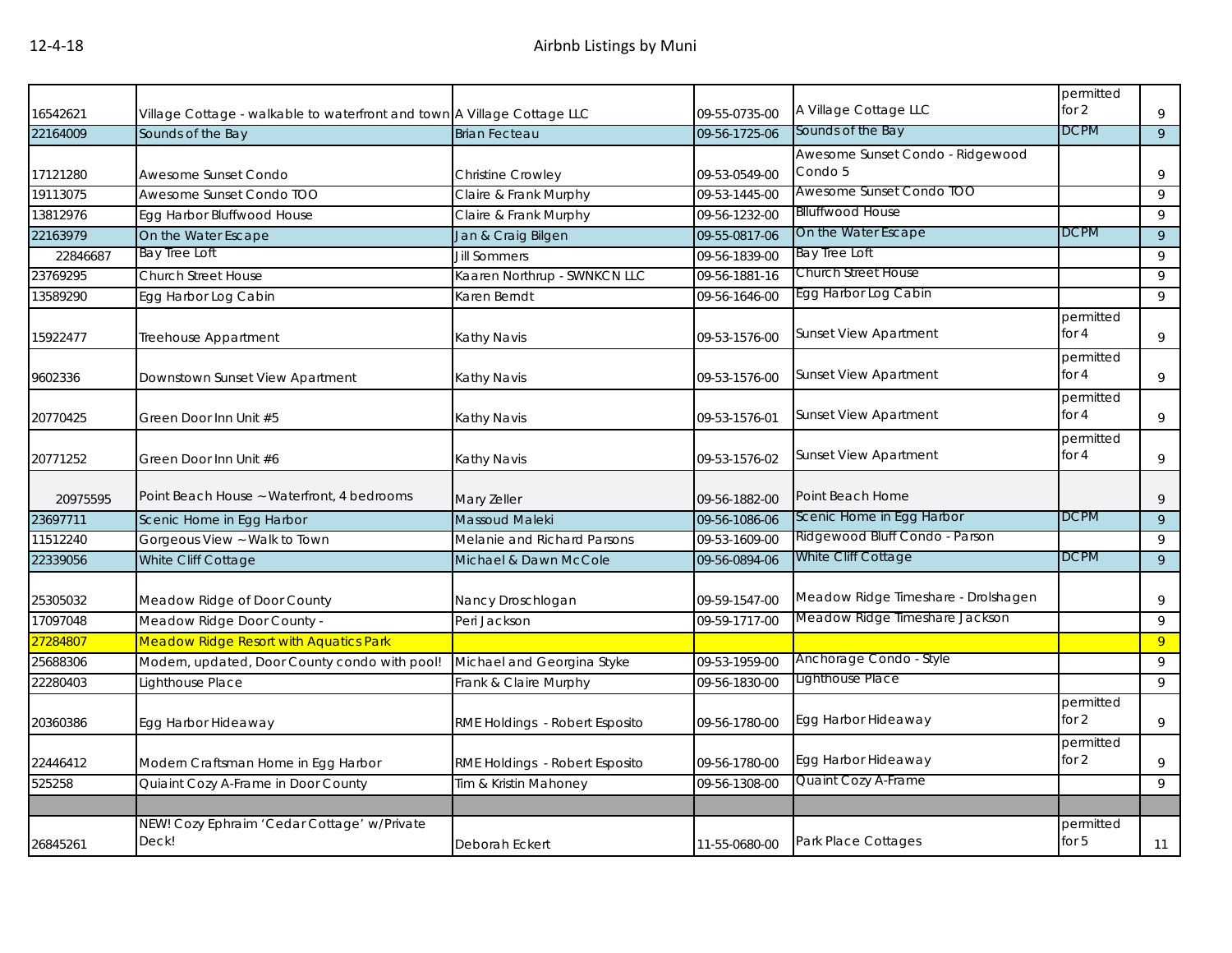# Airbnb Listings by Muni

12-4-18

| | | | | | | |
|---|---|---|---|---|---|---|
| 16542621 | Village Cottage - walkable to waterfront and town | A Village Cottage LLC | 09-55-0735-00 | A Village Cottage LLC | permitted for 2 | 9 |
| 22164009 | Sounds of the Bay | Brian Fecteau | 09-56-1725-06 | Sounds of the Bay | DCPM | 9 |
| 17121280 | Awesome Sunset Condo | Christine Crowley | 09-53-0549-00 | Awesome Sunset Condo - Ridgewood Condo 5 | | 9 |
| 19113075 | Awesome Sunset Condo TOO | Claire & Frank Murphy | 09-53-1445-00 | Awesome Sunset Condo TOO | | 9 |
| 13812976 | Egg Harbor Bluffwood House | Claire & Frank Murphy | 09-56-1232-00 | Blluffwood House | | 9 |
| 22163979 | On the Water Escape | Jan & Craig Bilgen | 09-55-0817-06 | On the Water Escape | DCPM | 9 |
| 22846687 | Bay Tree Loft | Jill Sommers | 09-56-1839-00 | Bay Tree Loft | | 9 |
| 23769295 | Church Street House | Kaaren Northrup - SWNKCN LLC | 09-56-1881-16 | Church Street House | | 9 |
| 13589290 | Egg Harbor Log Cabin | Karen Berndt | 09-56-1646-00 | Egg Harbor Log Cabin | | 9 |
| 15922477 | Treehouse Appartment | Kathy Navis | 09-53-1576-00 | Sunset View Apartment | permitted for 4 | 9 |
| 9602336 | Downtown Sunset View Apartment | Kathy Navis | 09-53-1576-00 | Sunset View Apartment | permitted for 4 | 9 |
| 20770425 | Green Door Inn Unit #5 | Kathy Navis | 09-53-1576-01 | Sunset View Apartment | permitted for 4 | 9 |
| 20771252 | Green Door Inn Unit #6 | Kathy Navis | 09-53-1576-02 | Sunset View Apartment | permitted for 4 | 9 |
| 20975595 | Point Beach House ~ Waterfront, 4 bedrooms | Mary Zeller | 09-56-1882-00 | Point Beach Home | | 9 |
| 23697711 | Scenic Home in Egg Harbor | Massoud Maleki | 09-56-1086-06 | Scenic Home in Egg Harbor | DCPM | 9 |
| 11512240 | Gorgeous View ~ Walk to Town | Melanie and Richard Parsons | 09-53-1609-00 | Ridgewood Bluff Condo - Parson | | 9 |
| 22339056 | White Cliff Cottage | Michael & Dawn McCole | 09-56-0894-06 | White Cliff Cottage | DCPM | 9 |
| 25305032 | Meadow Ridge of Door County | Nancy Droschlogan | 09-59-1547-00 | Meadow Ridge Timeshare - Drolshagen | | 9 |
| 17097048 | Meadow Ridge Door County - | Peri Jackson | 09-59-1717-00 | Meadow Ridge Timeshare Jackson | | 9 |
| 27284807 | Meadow Ridge Resort with Aquatics Park | | | | | 9 |
| 25688306 | Modern, updated, Door County condo with pool! | Michael and Georgina Styke | 09-53-1959-00 | Anchorage Condo - Style | | 9 |
| 22280403 | Lighthouse Place | Frank & Claire Murphy | 09-56-1830-00 | Lighthouse Place | | 9 |
| 20360386 | Egg Harbor Hideaway | RME Holdings - Robert Esposito | 09-56-1780-00 | Egg Harbor Hideaway | permitted for 2 | 9 |
| 22446412 | Modern Craftsman Home in Egg Harbor | RME Holdings - Robert Esposito | 09-56-1780-00 | Egg Harbor Hideaway | permitted for 2 | 9 |
| 525258 | Quiaint Cozy A-Frame in Door County | Tim & Kristin Mahoney | 09-56-1308-00 | Quaint Cozy A-Frame | | 9 |
| | | | | | | |
| 26845261 | NEW! Cozy Ephraim 'Cedar Cottage' w/Private Deck! | Deborah Eckert | 11-55-0680-00 | Park Place Cottages | permitted for 5 | 11 |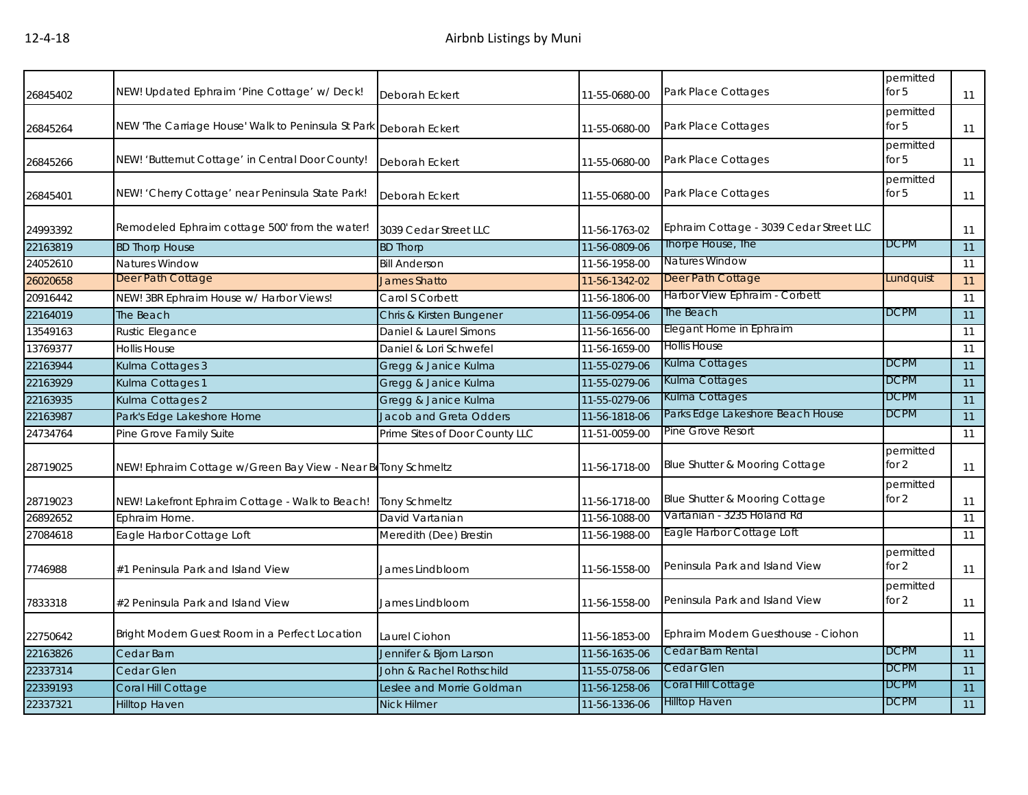# Airbnb Listings by Muni

| | | | | | | |
|---|---|---|---|---|---|---|
| 26845402 | NEW! Updated Ephraim 'Pine Cottage' w/ Deck! | Deborah Eckert | 11-55-0680-00 | Park Place Cottages | permitted for 5 | 11 |
| 26845264 | NEW 'The Carriage House' Walk to Peninsula St Park | Deborah Eckert | 11-55-0680-00 | Park Place Cottages | permitted for 5 | 11 |
| 26845266 | NEW! 'Butternut Cottage' in Central Door County! | Deborah Eckert | 11-55-0680-00 | Park Place Cottages | permitted for 5 | 11 |
| 26845401 | NEW! 'Cherry Cottage' near Peninsula State Park! | Deborah Eckert | 11-55-0680-00 | Park Place Cottages | permitted for 5 | 11 |
| 24993392 | Remodeled Ephraim cottage 500' from the water! | 3039 Cedar Street LLC | 11-56-1763-02 | Ephraim Cottage - 3039 Cedar Street LLC | | 11 |
| 22163819 | BD Thorp House | BD Thorp | 11-56-0809-06 | Thorpe House, The | DCPM | 11 |
| 24052610 | Natures Window | Bill Anderson | 11-56-1958-00 | Natures Window | | 11 |
| 26020658 | Deer Path Cottage | James Shatto | 11-56-1342-02 | Deer Path Cottage | Lundquist | 11 |
| 20916442 | NEW! 3BR Ephraim House w/ Harbor Views! | Carol S Corbett | 11-56-1806-00 | Harbor View Ephraim - Corbett | | 11 |
| 22164019 | The Beach | Chris & Kirsten Bungener | 11-56-0954-06 | The Beach | DCPM | 11 |
| 13549163 | Rustic Elegance | Daniel & Laurel Simons | 11-56-1656-00 | Elegant Home in Ephraim | | 11 |
| 13769377 | Hollis House | Daniel & Lori Schwefel | 11-56-1659-00 | Hollis House | | 11 |
| 22163944 | Kulma Cottages 3 | Gregg & Janice Kulma | 11-55-0279-06 | Kulma Cottages | DCPM | 11 |
| 22163929 | Kulma Cottages 1 | Gregg & Janice Kulma | 11-55-0279-06 | Kulma Cottages | DCPM | 11 |
| 22163935 | Kulma Cottages 2 | Gregg & Janice Kulma | 11-55-0279-06 | Kulma Cottages | DCPM | 11 |
| 22163987 | Park's Edge Lakeshore Home | Jacob and Greta Odders | 11-56-1818-06 | Parks Edge Lakeshore Beach House | DCPM | 11 |
| 24734764 | Pine Grove Family Suite | Prime Sites of Door County LLC | 11-51-0059-00 | Pine Grove Resort | | 11 |
| 28719025 | NEW! Ephraim Cottage w/Green Bay View - Near Be | Tony Schmeltz | 11-56-1718-00 | Blue Shutter & Mooring Cottage | permitted for 2 | 11 |
| 28719023 | NEW! Lakefront Ephraim Cottage - Walk to Beach! | Tony Schmeltz | 11-56-1718-00 | Blue Shutter & Mooring Cottage | permitted for 2 | 11 |
| 26892652 | Ephraim Home. | David Vartanian | 11-56-1088-00 | Vartanian - 3235 Holand Rd | | 11 |
| 27084618 | Eagle Harbor Cottage Loft | Meredith (Dee) Brestin | 11-56-1988-00 | Eagle Harbor Cottage Loft | | 11 |
| 7746988 | #1 Peninsula Park and Island View | James Lindbloom | 11-56-1558-00 | Peninsula Park and Island View | permitted for 2 | 11 |
| 7833318 | #2 Peninsula Park and Island View | James Lindbloom | 11-56-1558-00 | Peninsula Park and Island View | permitted for 2 | 11 |
| 22750642 | Bright Modern Guest Room in a Perfect Location | Laurel Ciohon | 11-56-1853-00 | Ephraim Modern Guesthouse - Ciohon | | 11 |
| 22163826 | Cedar Barn | Jennifer & Bjorn Larson | 11-56-1635-06 | Cedar Barn Rental | DCPM | 11 |
| 22337314 | Cedar Glen | John & Rachel Rothschild | 11-55-0758-06 | Cedar Glen | DCPM | 11 |
| 22339193 | Coral Hill Cottage | Leslee and Morrie Goldman | 11-56-1258-06 | Coral Hill Cottage | DCPM | 11 |
| 22337321 | Hilltop Haven | Nick Hilmer | 11-56-1336-06 | Hilltop Haven | DCPM | 11 |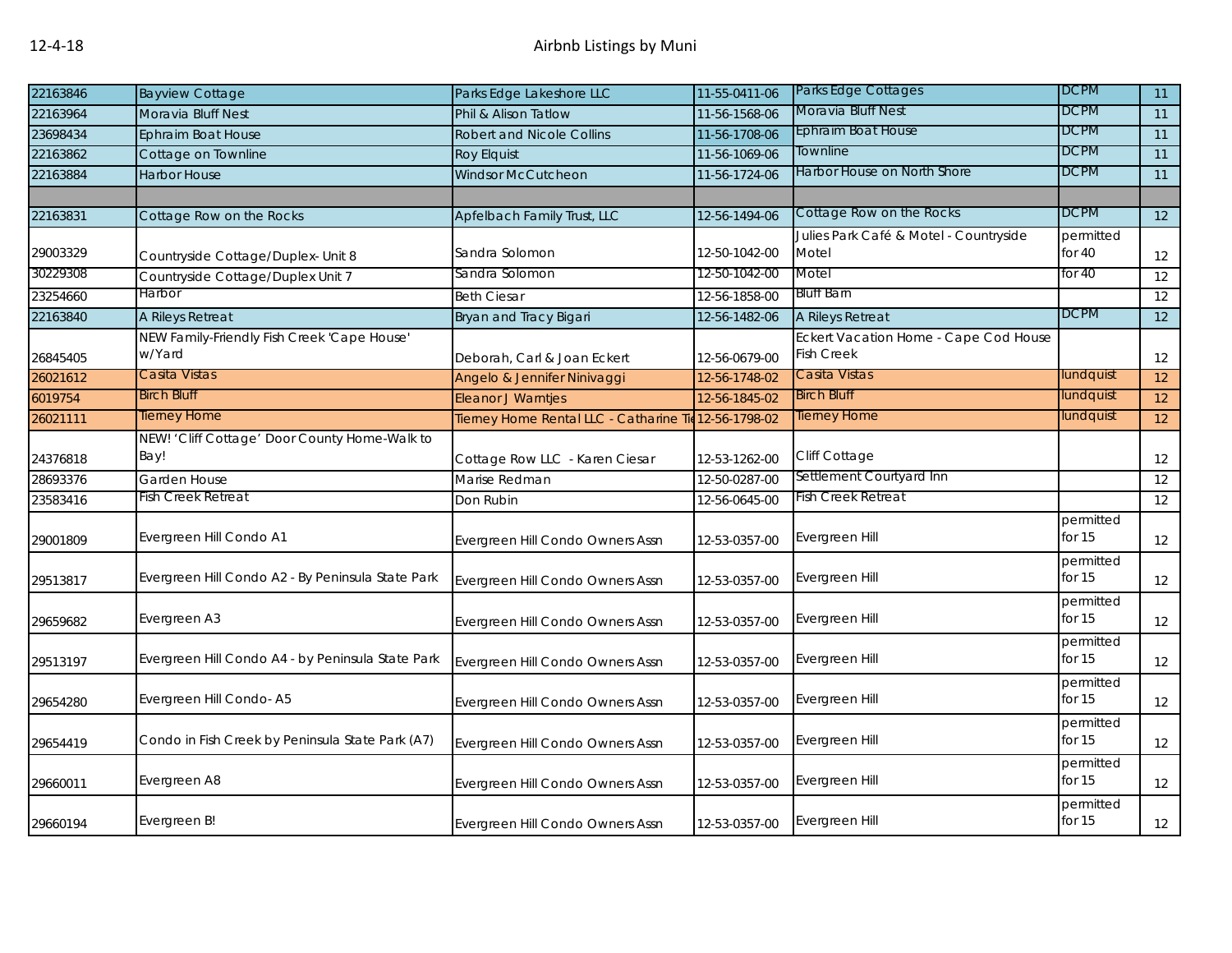| | | | | | | |
|---|---|---|---|---|---|---|
| 22163846 | Bayview Cottage | Parks Edge Lakeshore LLC | 11-55-0411-06 | Parks Edge Cottages | DCPM | 11 |
| 22163964 | Moravia Bluff Nest | Phil & Alison Tatlow | 11-56-1568-06 | Moravia Bluff Nest | DCPM | 11 |
| 23698434 | Ephraim Boat House | Robert and Nicole Collins | 11-56-1708-06 | Ephraim Boat House | DCPM | 11 |
| 22163862 | Cottage on Townline | Roy Elquist | 11-56-1069-06 | Townline | DCPM | 11 |
| 22163884 | Harbor House | Windsor McCutcheon | 11-56-1724-06 | Harbor House on North Shore | DCPM | 11 |
| | | | | | | |
| 22163831 | Cottage Row on the Rocks | Apfelbach Family Trust, LLC | 12-56-1494-06 | Cottage Row on the Rocks | DCPM | 12 |
| 29003329 | Countryside Cottage/Duplex- Unit 8 | Sandra Solomon | 12-50-1042-00 | Julies Park Café & Motel - Countryside Motel | permitted for 40 | 12 |
| 30229308 | Countryside Cottage/Duplex Unit 7 | Sandra Solomon | 12-50-1042-00 | Motel | for 40 | 12 |
| 23254660 | Harbor | Beth Ciesar | 12-56-1858-00 | Bluff Barn | | 12 |
| 22163840 | A Rileys Retreat | Bryan and Tracy Bigari | 12-56-1482-06 | A Rileys Retreat | DCPM | 12 |
| 26845405 | NEW Family-Friendly Fish Creek 'Cape House' w/Yard | Deborah, Carl & Joan Eckert | 12-56-0679-00 | Eckert Vacation Home - Cape Cod House Fish Creek | | 12 |
| 26021612 | Casita Vistas | Angelo & Jennifer Ninivaggi | 12-56-1748-02 | Casita Vistas | lundquist | 12 |
| 6019754 | Birch Bluff | Eleanor J Warntjes | 12-56-1845-02 | Birch Bluff | lundquist | 12 |
| 26021111 | Tierney Home | Tierney Home Rental LLC - Catharine Ti | 12-56-1798-02 | Tierney Home | lundquist | 12 |
| 24376818 | NEW! 'Cliff Cottage' Door County Home-Walk to Bay! | Cottage Row LLC - Karen Ciesar | 12-53-1262-00 | Cliff Cottage | | 12 |
| 28693376 | Garden House | Marise Redman | 12-50-0287-00 | Settlement Courtyard Inn | | 12 |
| 23583416 | Fish Creek Retreat | Don Rubin | 12-56-0645-00 | Fish Creek Retreat | | 12 |
| 29001809 | Evergreen Hill Condo A1 | Evergreen Hill Condo Owners Assn | 12-53-0357-00 | Evergreen Hill | permitted for 15 | 12 |
| 29513817 | Evergreen Hill Condo A2 - By Peninsula State Park | Evergreen Hill Condo Owners Assn | 12-53-0357-00 | Evergreen Hill | permitted for 15 | 12 |
| 29659682 | Evergreen A3 | Evergreen Hill Condo Owners Assn | 12-53-0357-00 | Evergreen Hill | permitted for 15 | 12 |
| 29513197 | Evergreen Hill Condo A4 - by Peninsula State Park | Evergreen Hill Condo Owners Assn | 12-53-0357-00 | Evergreen Hill | permitted for 15 | 12 |
| 29654280 | Evergreen Hill Condo- A5 | Evergreen Hill Condo Owners Assn | 12-53-0357-00 | Evergreen Hill | permitted for 15 | 12 |
| 29654419 | Condo in Fish Creek by Peninsula State Park (A7) | Evergreen Hill Condo Owners Assn | 12-53-0357-00 | Evergreen Hill | permitted for 15 | 12 |
| 29660011 | Evergreen A8 | Evergreen Hill Condo Owners Assn | 12-53-0357-00 | Evergreen Hill | permitted for 15 | 12 |
| 29660194 | Evergreen B! | Evergreen Hill Condo Owners Assn | 12-53-0357-00 | Evergreen Hill | permitted for 15 | 12 |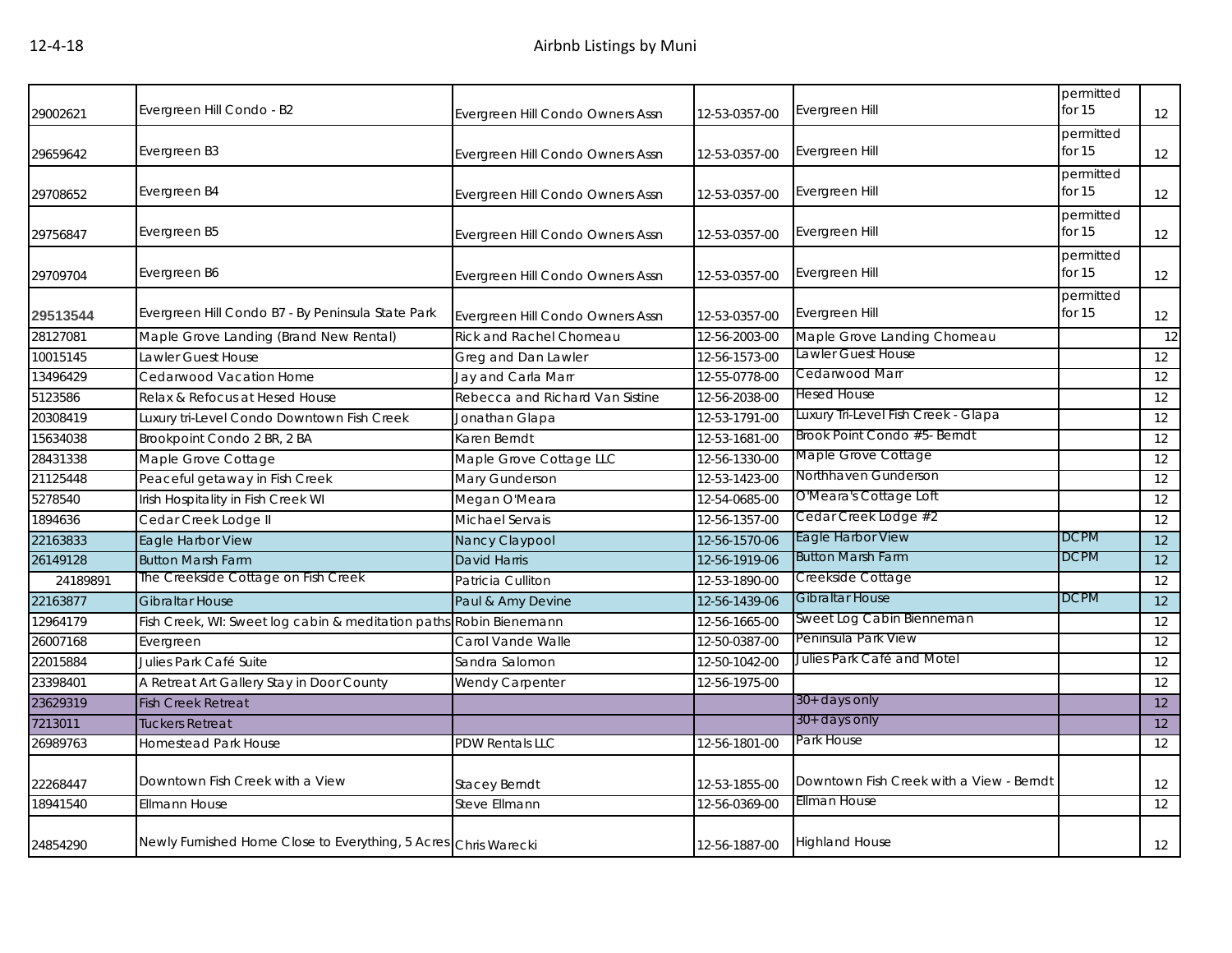| | | | | | | |
|---|---|---|---|---|---|---|
| 29002621 | Evergreen Hill Condo - B2 | Evergreen Hill Condo Owners Assn | 12-53-0357-00 | Evergreen Hill | permitted for 15 | 12 |
| 29659642 | Evergreen B3 | Evergreen Hill Condo Owners Assn | 12-53-0357-00 | Evergreen Hill | permitted for 15 | 12 |
| 29708652 | Evergreen B4 | Evergreen Hill Condo Owners Assn | 12-53-0357-00 | Evergreen Hill | permitted for 15 | 12 |
| 29756847 | Evergreen B5 | Evergreen Hill Condo Owners Assn | 12-53-0357-00 | Evergreen Hill | permitted for 15 | 12 |
| 29709704 | Evergreen B6 | Evergreen Hill Condo Owners Assn | 12-53-0357-00 | Evergreen Hill | permitted for 15 | 12 |
| 29513544 | Evergreen Hill Condo B7 - By Peninsula State Park | Evergreen Hill Condo Owners Assn | 12-53-0357-00 | Evergreen Hill | permitted for 15 | 12 |
| 28127081 | Maple Grove Landing (Brand New Rental) | Rick and Rachel Chomeau | 12-56-2003-00 | Maple Grove Landing Chomeau | | 12 |
| 10015145 | Lawler Guest House | Greg and Dan Lawler | 12-56-1573-00 | Lawler Guest House | | 12 |
| 13496429 | Cedarwood Vacation Home | Jay and Carla Marr | 12-55-0778-00 | Cedarwood Marr | | 12 |
| 5123586 | Relax & Refocus at Hesed House | Rebecca and Richard Van Sistine | 12-56-2038-00 | Hesed House | | 12 |
| 20308419 | Luxury tri-Level Condo Downtown Fish Creek | Jonathan Glapa | 12-53-1791-00 | Luxury Tri-Level Fish Creek - Glapa | | 12 |
| 15634038 | Brookpoint Condo 2 BR, 2 BA | Karen Berndt | 12-53-1681-00 | Brook Point Condo #5- Berndt | | 12 |
| 28431338 | Maple Grove Cottage | Maple Grove Cottage LLC | 12-56-1330-00 | Maple Grove Cottage | | 12 |
| 21125448 | Peaceful getaway in Fish Creek | Mary Gunderson | 12-53-1423-00 | Northhaven Gunderson | | 12 |
| 5278540 | Irish Hospitality in Fish Creek WI | Megan O'Meara | 12-54-0685-00 | O'Meara's Cottage Loft | | 12 |
| 1894636 | Cedar Creek Lodge II | Michael Servais | 12-56-1357-00 | Cedar Creek Lodge #2 | | 12 |
| 22163833 | Eagle Harbor View | Nancy Claypool | 12-56-1570-06 | Eagle Harbor View | DCPM | 12 |
| 26149128 | Button Marsh Farm | David Harris | 12-56-1919-06 | Button Marsh Farm | DCPM | 12 |
| 24189891 | The Creekside Cottage on Fish Creek | Patricia Culliton | 12-53-1890-00 | Creekside Cottage | | 12 |
| 22163877 | Gibraltar House | Paul & Amy Devine | 12-56-1439-06 | Gibraltar House | DCPM | 12 |
| 12964179 | Fish Creek, WI: Sweet log cabin & meditation paths | Robin Bienemann | 12-56-1665-00 | Sweet Log Cabin Bienneman | | 12 |
| 26007168 | Evergreen | Carol Vande Walle | 12-50-0387-00 | Peninsula Park View | | 12 |
| 22015884 | Julies Park Café Suite | Sandra Salomon | 12-50-1042-00 | Julies Park Café and Motel | | 12 |
| 23398401 | A Retreat Art Gallery Stay in Door County | Wendy Carpenter | 12-56-1975-00 | | | 12 |
| 23629319 | Fish Creek Retreat | | | 30+ days only | | 12 |
| 7213011 | Tuckers Retreat | | | 30+ days only | | 12 |
| 26989763 | Homestead Park House | PDW Rentals LLC | 12-56-1801-00 | Park House | | 12 |
| 22268447 | Downtown Fish Creek with a View | Stacey Berndt | 12-53-1855-00 | Downtown Fish Creek with a View - Berndt | | 12 |
| 18941540 | Ellmann House | Steve Ellmann | 12-56-0369-00 | Ellman House | | 12 |
| 24854290 | Newly Furnished Home Close to Everything, 5 Acres | Chris Warecki | 12-56-1887-00 | Highland House | | 12 |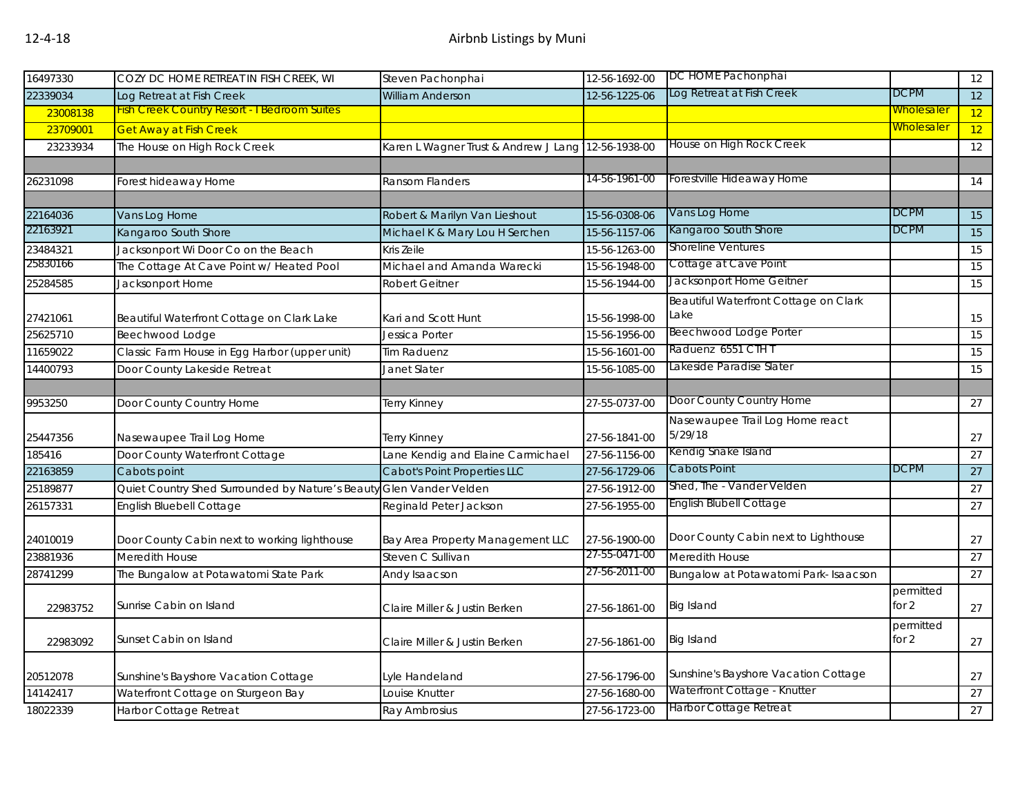| | | | | | | |
|---|---|---|---|---|---|---|
| 16497330 | COZY DC HOME RETREAT IN FISH CREEK, WI | Steven Pachonphai | 12-56-1692-00 | DC HOME Pachonphai | | 12 |
| 22339034 | Log Retreat at Fish Creek | William Anderson | 12-56-1225-06 | Log Retreat at Fish Creek | DCPM | 12 |
| 23008138 | Fish Creek Country Resort - I Bedroom Suites | | | | Wholesaler | 12 |
| 23709001 | Get Away at Fish Creek | | | | Wholesaler | 12 |
| 23233934 | The House on High Rock Creek | Karen L Wagner Trust & Andrew J Lang | 12-56-1938-00 | House on High Rock Creek | | 12 |
| | | | | | | |
| 26231098 | Forest hideaway Home | Ransom Flanders | 14-56-1961-00 | Forestville Hideaway Home | | 14 |
| | | | | | | |
| 22164036 | Vans Log Home | Robert & Marilyn Van Lieshout | 15-56-0308-06 | Vans Log Home | DCPM | 15 |
| 22163921 | Kangaroo South Shore | Michael K & Mary Lou H Serchen | 15-56-1157-06 | Kangaroo South Shore | DCPM | 15 |
| 23484321 | Jacksonport Wi Door Co on the Beach | Kris Zeile | 15-56-1263-00 | Shoreline Ventures | | 15 |
| 25830166 | The Cottage At Cave Point w/ Heated Pool | Michael and Amanda Warecki | 15-56-1948-00 | Cottage at Cave Point | | 15 |
| 25284585 | Jacksonport Home | Robert Geitner | 15-56-1944-00 | Jacksonport Home Geitner | | 15 |
| 27421061 | Beautiful Waterfront Cottage on Clark Lake | Kari and Scott Hunt | 15-56-1998-00 | Beautiful Waterfront Cottage on Clark Lake | | 15 |
| 25625710 | Beechwood Lodge | Jessica Porter | 15-56-1956-00 | Beechwood Lodge Porter | | 15 |
| 11659022 | Classic Farm House in Egg Harbor (upper unit) | Tim Raduenz | 15-56-1601-00 | Raduenz 6551 CTH T | | 15 |
| 14400793 | Door County Lakeside Retreat | Janet Slater | 15-56-1085-00 | Lakeside Paradise Slater | | 15 |
| | | | | | | |
| 9953250 | Door County Country Home | Terry Kinney | 27-55-0737-00 | Door County Country Home | | 27 |
| 25447356 | Nasewaupee Trail Log Home | Terry Kinney | 27-56-1841-00 | Nasewaupee Trail Log Home react 5/29/18 | | 27 |
| 185416 | Door County Waterfront Cottage | Lane Kendig and Elaine Carmichael | 27-56-1156-00 | Kendig Snake Island | | 27 |
| 22163859 | Cabots point | Cabot's Point Properties LLC | 27-56-1729-06 | Cabots Point | DCPM | 27 |
| 25189877 | Quiet Country Shed Surrounded by Nature's Beauty | Glen Vander Velden | 27-56-1912-00 | Shed, The - Vander Velden | | 27 |
| 26157331 | English Bluebell Cottage | Reginald Peter Jackson | 27-56-1955-00 | English Blubell Cottage | | 27 |
| 24010019 | Door County Cabin next to working lighthouse | Bay Area Property Management LLC | 27-56-1900-00 | Door County Cabin next to Lighthouse | | 27 |
| 23881936 | Meredith House | Steven C Sullivan | 27-55-0471-00 | Meredith House | | 27 |
| 28741299 | The Bungalow at Potawatomi State Park | Andy Isaacson | 27-56-2011-00 | Bungalow at Potawatomi Park- Isaacson | | 27 |
| 22983752 | Sunrise Cabin on Island | Claire Miller & Justin Berken | 27-56-1861-00 | Big Island | permitted for 2 | 27 |
| 22983092 | Sunset Cabin on Island | Claire Miller & Justin Berken | 27-56-1861-00 | Big Island | permitted for 2 | 27 |
| 20512078 | Sunshine's Bayshore Vacation Cottage | Lyle Handeland | 27-56-1796-00 | Sunshine's Bayshore Vacation Cottage | | 27 |
| 14142417 | Waterfront Cottage on Sturgeon Bay | Louise Knutter | 27-56-1680-00 | Waterfront Cottage - Knutter | | 27 |
| 18022339 | Harbor Cottage Retreat | Ray Ambrosius | 27-56-1723-00 | Harbor Cottage Retreat | | 27 |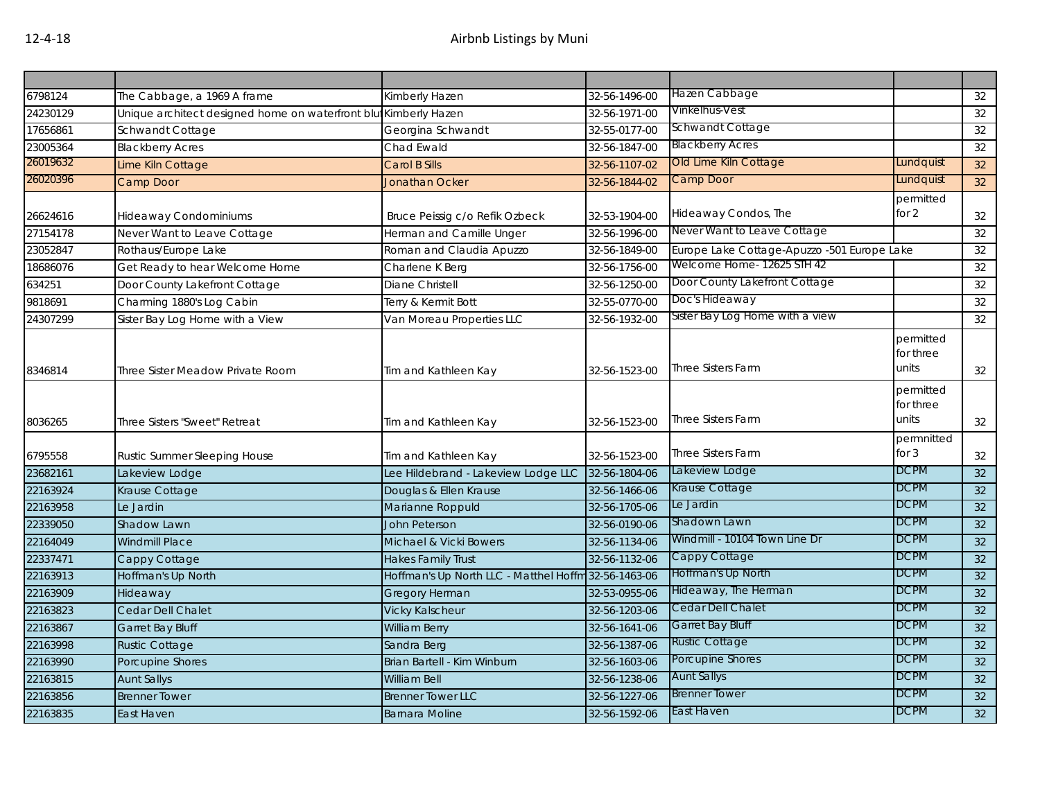12-4-18

# Airbnb Listings by Muni

| | | | | | | |
|---|---|---|---|---|---|---|
| 6798124 | The Cabbage, a 1969 A frame | Kimberly Hazen | 32-56-1496-00 | Hazen Cabbage | | 32 |
| 24230129 | Unique architect designed home on waterfront blu | Kimberly Hazen | 32-56-1971-00 | Vinkelhus-Vest | | 32 |
| 17656861 | Schwandt Cottage | Georgina Schwandt | 32-55-0177-00 | Schwandt Cottage | | 32 |
| 23005364 | Blackberry Acres | Chad Ewald | 32-56-1847-00 | Blackberry Acres | | 32 |
| 26019632 | Lime Kiln Cottage | Carol B Sills | 32-56-1107-02 | Old Lime Kiln Cottage | Lundquist | 32 |
| 26020396 | Camp Door | Jonathan Ocker | 32-56-1844-02 | Camp Door | Lundquist | 32 |
| 26624616 | Hideaway Condominiums | Bruce Peissig c/o Refik Ozbeck | 32-53-1904-00 | Hideaway Condos, The | permitted for 2 | 32 |
| 27154178 | Never Want to Leave Cottage | Herman and Camille Unger | 32-56-1996-00 | Never Want to Leave Cottage | | 32 |
| 23052847 | Rothaus/Europe Lake | Roman and Claudia Apuzzo | 32-56-1849-00 | Europe Lake Cottage-Apuzzo -501 Europe Lake | | 32 |
| 18686076 | Get Ready to hear Welcome Home | Charlene K Berg | 32-56-1756-00 | Welcome Home- 12625 STH 42 | | 32 |
| 634251 | Door County Lakefront Cottage | Diane Christell | 32-56-1250-00 | Door County Lakefront Cottage | | 32 |
| 9818691 | Charming 1880's Log Cabin | Terry & Kermit Bott | 32-55-0770-00 | Doc's Hideaway | | 32 |
| 24307299 | Sister Bay Log Home with a View | Van Moreau Properties LLC | 32-56-1932-00 | Sister Bay Log Home with a view | | 32 |
| 8346814 | Three Sister Meadow Private Room | Tim and Kathleen Kay | 32-56-1523-00 | Three Sisters Farm | permitted for three units | 32 |
| 8036265 | Three Sisters "Sweet" Retreat | Tim and Kathleen Kay | 32-56-1523-00 | Three Sisters Farm | permitted for three units | 32 |
| 6795558 | Rustic Summer Sleeping House | Tim and Kathleen Kay | 32-56-1523-00 | Three Sisters Farm | permnitted for 3 | 32 |
| 23682161 | Lakeview Lodge | Lee Hildebrand - Lakeview Lodge LLC | 32-56-1804-06 | Lakeview Lodge | DCPM | 32 |
| 22163924 | Krause Cottage | Douglas & Ellen Krause | 32-56-1466-06 | Krause Cottage | DCPM | 32 |
| 22163958 | Le Jardin | Marianne Roppuld | 32-56-1705-06 | Le Jardin | DCPM | 32 |
| 22339050 | Shadow Lawn | John Peterson | 32-56-0190-06 | Shadown Lawn | DCPM | 32 |
| 22164049 | Windmill Place | Michael & Vicki Bowers | 32-56-1134-06 | Windmill - 10104 Town Line Dr | DCPM | 32 |
| 22337471 | Cappy Cottage | Hakes Family Trust | 32-56-1132-06 | Cappy Cottage | DCPM | 32 |
| 22163913 | Hoffman's Up North | Hoffman's Up North LLC - Matthel Hoffm | 32-56-1463-06 | Hoffman's Up North | DCPM | 32 |
| 22163909 | Hideaway | Gregory Herman | 32-53-0955-06 | Hideaway, The Herman | DCPM | 32 |
| 22163823 | Cedar Dell Chalet | Vicky Kalscheur | 32-56-1203-06 | Cedar Dell Chalet | DCPM | 32 |
| 22163867 | Garret Bay Bluff | William Berry | 32-56-1641-06 | Garret Bay Bluff | DCPM | 32 |
| 22163998 | Rustic Cottage | Sandra Berg | 32-56-1387-06 | Rustic Cottage | DCPM | 32 |
| 22163990 | Porcupine Shores | Brian Bartell - Kim Winburn | 32-56-1603-06 | Porcupine Shores | DCPM | 32 |
| 22163815 | Aunt Sallys | William Bell | 32-56-1238-06 | Aunt Sallys | DCPM | 32 |
| 22163856 | Brenner Tower | Brenner Tower LLC | 32-56-1227-06 | Brenner Tower | DCPM | 32 |
| 22163835 | East Haven | Barnara Moline | 32-56-1592-06 | East Haven | DCPM | 32 |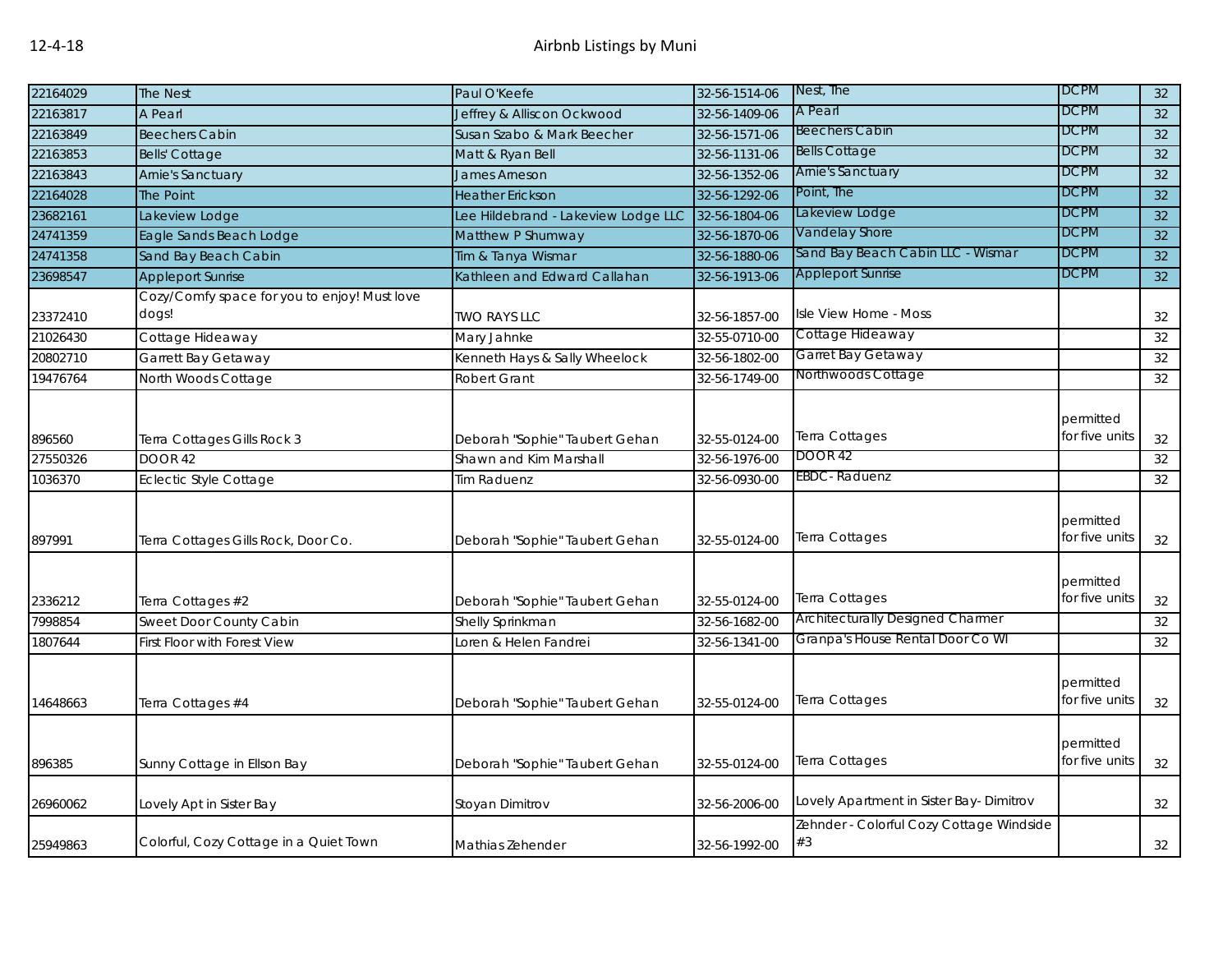| | | | | | | |
|---|---|---|---|---|---|---|
| 22164029 | The Nest | Paul O'Keefe | 32-56-1514-06 | Nest, The | DCPM | 32 |
| 22163817 | A Pearl | Jeffrey & Alliscon Ockwood | 32-56-1409-06 | A Pearl | DCPM | 32 |
| 22163849 | Beechers Cabin | Susan Szabo & Mark Beecher | 32-56-1571-06 | Beechers Cabin | DCPM | 32 |
| 22163853 | Bells' Cottage | Matt & Ryan Bell | 32-56-1131-06 | Bells Cottage | DCPM | 32 |
| 22163843 | Arnie's Sanctuary | James Arneson | 32-56-1352-06 | Arnie's Sanctuary | DCPM | 32 |
| 22164028 | The Point | Heather Erickson | 32-56-1292-06 | Point, The | DCPM | 32 |
| 23682161 | Lakeview Lodge | Lee Hildebrand - Lakeview Lodge LLC | 32-56-1804-06 | Lakeview Lodge | DCPM | 32 |
| 24741359 | Eagle Sands Beach Lodge | Matthew P Shumway | 32-56-1870-06 | Vandelay Shore | DCPM | 32 |
| 24741358 | Sand Bay Beach Cabin | Tim & Tanya Wismar | 32-56-1880-06 | Sand Bay Beach Cabin LLC - Wismar | DCPM | 32 |
| 23698547 | Appleport Sunrise | Kathleen and Edward Callahan | 32-56-1913-06 | Appleport Sunrise | DCPM | 32 |
| 23372410 | Cozy/Comfy space for you to enjoy! Must love dogs! | TWO RAYS LLC | 32-56-1857-00 | Isle View Home - Moss | | 32 |
| 21026430 | Cottage Hideaway | Mary Jahnke | 32-55-0710-00 | Cottage Hideaway | | 32 |
| 20802710 | Garrett Bay Getaway | Kenneth Hays & Sally Wheelock | 32-56-1802-00 | Garret Bay Getaway | | 32 |
| 19476764 | North Woods Cottage | Robert Grant | 32-56-1749-00 | Northwoods Cottage | | 32 |
| 896560 | Terra Cottages Gills Rock 3 | Deborah "Sophie" Taubert Gehan | 32-55-0124-00 | Terra Cottages | permitted for five units | 32 |
| 27550326 | DOOR 42 | Shawn and Kim Marshall | 32-56-1976-00 | DOOR 42 | | 32 |
| 1036370 | Eclectic Style Cottage | Tim Raduenz | 32-56-0930-00 | EBDC- Raduenz | | 32 |
| 897991 | Terra Cottages Gills Rock, Door Co. | Deborah "Sophie" Taubert Gehan | 32-55-0124-00 | Terra Cottages | permitted for five units | 32 |
| 2336212 | Terra Cottages #2 | Deborah "Sophie" Taubert Gehan | 32-55-0124-00 | Terra Cottages | permitted for five units | 32 |
| 7998854 | Sweet Door County Cabin | Shelly Sprinkman | 32-56-1682-00 | Architecturally Designed Charmer | | 32 |
| 1807644 | First Floor with Forest View | Loren & Helen Fandrei | 32-56-1341-00 | Granpa's House Rental Door Co WI | | 32 |
| 14648663 | Terra Cottages #4 | Deborah "Sophie" Taubert Gehan | 32-55-0124-00 | Terra Cottages | permitted for five units | 32 |
| 896385 | Sunny Cottage in Ellson Bay | Deborah "Sophie" Taubert Gehan | 32-55-0124-00 | Terra Cottages | permitted for five units | 32 |
| 26960062 | Lovely Apt in Sister Bay | Stoyan Dimitrov | 32-56-2006-00 | Lovely Apartment in Sister Bay- Dimitrov | | 32 |
| 25949863 | Colorful, Cozy Cottage in a Quiet Town | Mathias Zehender | 32-56-1992-00 | Zehnder - Colorful Cozy Cottage Windside #3 | | 32 |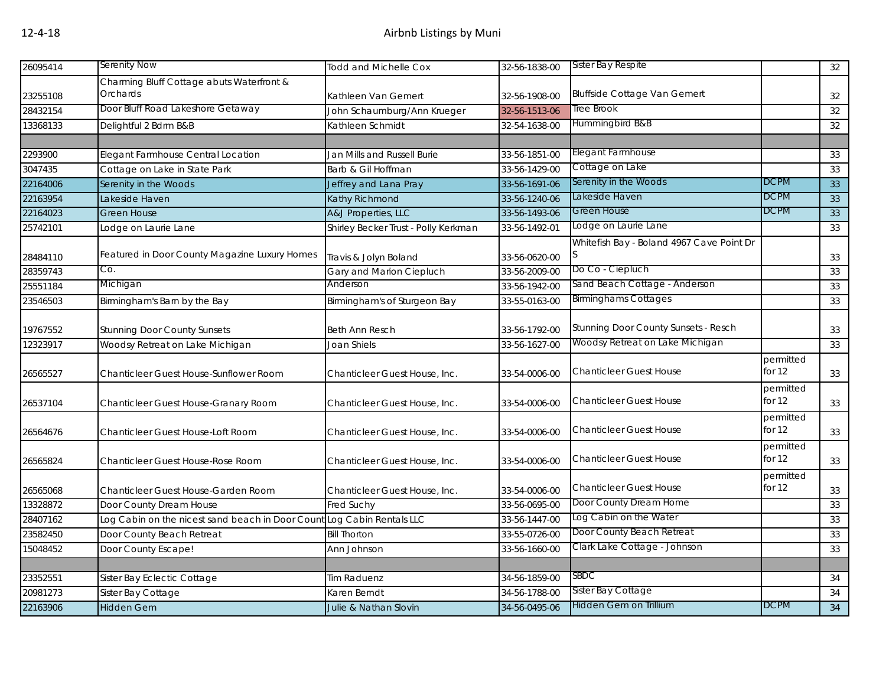| | | | | | | |
|---|---|---|---|---|---|---|
| 26095414 | Serenity Now | Todd and Michelle Cox | 32-56-1838-00 | Sister Bay Respite | | 32 |
| 23255108 | Charming Bluff Cottage abuts Waterfront & Orchards | Kathleen Van Gemert | 32-56-1908-00 | Bluffside Cottage Van Gemert | | 32 |
| 28432154 | Door Bluff Road Lakeshore Getaway | John Schaumburg/Ann Krueger | 32-56-1513-06 | Tree Brook | | 32 |
| 13368133 | Delightful 2 Bdrm B&B | Kathleen Schmidt | 32-54-1638-00 | Hummingbird B&B | | 32 |
| | | | | | | |
| 2293900 | Elegant Farmhouse Central Location | Jan Mills and Russell Burie | 33-56-1851-00 | Elegant Farmhouse | | 33 |
| 3047435 | Cottage on Lake in State Park | Barb & Gil Hoffman | 33-56-1429-00 | Cottage on Lake | | 33 |
| 22164006 | Serenity in the Woods | Jeffrey and Lana Pray | 33-56-1691-06 | Serenity in the Woods | DCPM | 33 |
| 22163954 | Lakeside Haven | Kathy Richmond | 33-56-1240-06 | Lakeside Haven | DCPM | 33 |
| 22164023 | Green House | A&J Properties, LLC | 33-56-1493-06 | Green House | DCPM | 33 |
| 25742101 | Lodge on Laurie Lane | Shirley Becker Trust - Polly Kerkman | 33-56-1492-01 | Lodge on Laurie Lane | | 33 |
| 28484110 | Featured in Door County Magazine Luxury Homes | Travis & Jolyn Boland | 33-56-0620-00 | Whitefish Bay - Boland 4967 Cave Point Dr S | | 33 |
| 28359743 | Co. | Gary and Marion Ciepluch | 33-56-2009-00 | Do Co - Ciepluch | | 33 |
| 25551184 | Michigan | Anderson | 33-56-1942-00 | Sand Beach Cottage - Anderson | | 33 |
| 23546503 | Birmingham's Barn by the Bay | Birmingham's of Sturgeon Bay | 33-55-0163-00 | Birminghams Cottages | | 33 |
| 19767552 | Stunning Door County Sunsets | Beth Ann Resch | 33-56-1792-00 | Stunning Door County Sunsets - Resch | | 33 |
| 12323917 | Woodsy Retreat on Lake Michigan | Joan Shiels | 33-56-1627-00 | Woodsy Retreat on Lake Michigan | | 33 |
| 26565527 | Chanticleer Guest House-Sunflower Room | Chanticleer Guest House, Inc. | 33-54-0006-00 | Chanticleer Guest House | permitted for 12 | 33 |
| 26537104 | Chanticleer Guest House-Granary Room | Chanticleer Guest House, Inc. | 33-54-0006-00 | Chanticleer Guest House | permitted for 12 | 33 |
| 26564676 | Chanticleer Guest House-Loft Room | Chanticleer Guest House, Inc. | 33-54-0006-00 | Chanticleer Guest House | permitted for 12 | 33 |
| 26565824 | Chanticleer Guest House-Rose Room | Chanticleer Guest House, Inc. | 33-54-0006-00 | Chanticleer Guest House | permitted for 12 | 33 |
| 26565068 | Chanticleer Guest House-Garden Room | Chanticleer Guest House, Inc. | 33-54-0006-00 | Chanticleer Guest House | permitted for 12 | 33 |
| 13328872 | Door County Dream House | Fred Suchy | 33-56-0695-00 | Door County Dream Home | | 33 |
| 28407162 | Log Cabin on the nicest sand beach in Door Count | Log Cabin Rentals LLC | 33-56-1447-00 | Log Cabin on the Water | | 33 |
| 23582450 | Door County Beach Retreat | Bill Thorton | 33-55-0726-00 | Door County Beach Retreat | | 33 |
| 15048452 | Door County Escape! | Ann Johnson | 33-56-1660-00 | Clark Lake Cottage - Johnson | | 33 |
| | | | | | | |
| 23352551 | Sister Bay Eclectic Cottage | Tim Raduenz | 34-56-1859-00 | SBDC | | 34 |
| 20981273 | Sister Bay Cottage | Karen Berndt | 34-56-1788-00 | Sister Bay Cottage | | 34 |
| 22163906 | Hidden Gem | Julie & Nathan Slovin | 34-56-0495-06 | Hidden Gem on Trillium | DCPM | 34 |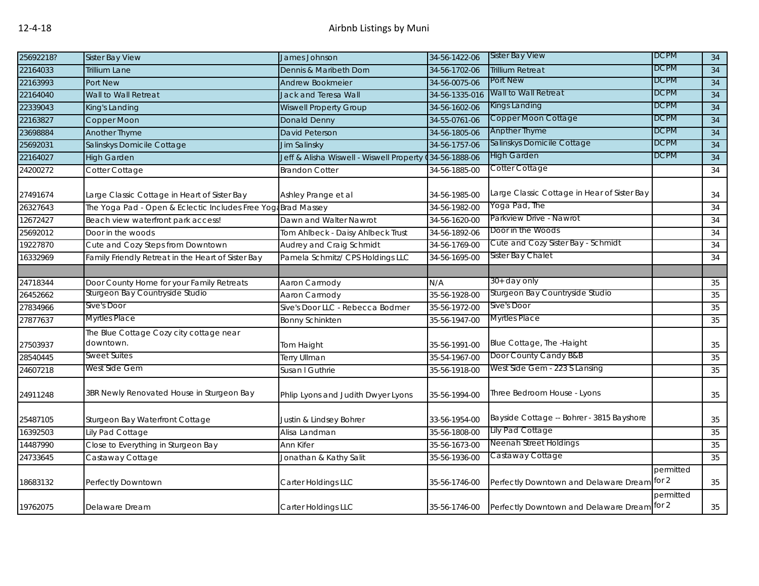| | | | | | | |
|---|---|---|---|---|---|---|
| 25692218? | Sister Bay View | James Johnson | 34-56-1422-06 | Sister Bay View | DCPM | 34 |
| 22164033 | Trillium Lane | Dennis & Maribeth Dorn | 34-56-1702-06 | Trillium Retreat | DCPM | 34 |
| 22163993 | Port New | Andrew Bookmeier | 34-56-0075-06 | Port New | DCPM | 34 |
| 22164040 | Wall to Wall Retreat | Jack and Teresa Wall | 34-56-1335-016 | Wall to Wall Retreat | DCPM | 34 |
| 22339043 | King's Landing | Wiswell Property Group | 34-56-1602-06 | Kings Landing | DCPM | 34 |
| 22163827 | Copper Moon | Donald Denny | 34-55-0761-06 | Copper Moon Cottage | DCPM | 34 |
| 23698884 | Another Thyme | David Peterson | 34-56-1805-06 | Anpther Thyme | DCPM | 34 |
| 25692031 | Salinskys Domicile Cottage | Jim Salinsky | 34-56-1757-06 | Salinskys Domicile Cottage | DCPM | 34 |
| 22164027 | High Garden | Jeff & Alisha Wiswell - Wiswell Property ( | 34-56-1888-06 | High Garden | DCPM | 34 |
| 24200272 | Cotter Cottage | Brandon Cotter | 34-56-1885-00 | Cotter Cottage | | 34 |
| 27491674 | Large Classic Cottage in Heart of Sister Bay | Ashley Prange et al | 34-56-1985-00 | Large Classic Cottage in Hear of Sister Bay | | 34 |
| 26327643 | The Yoga Pad - Open & Eclectic Includes Free Yoga | Brad Massey | 34-56-1982-00 | Yoga Pad, The | | 34 |
| 12672427 | Beach view waterfront park access! | Dawn and Walter Nawrot | 34-56-1620-00 | Parkview Drive - Nawrot | | 34 |
| 25692012 | Door in the woods | Tom Ahlbeck - Daisy Ahlbeck Trust | 34-56-1892-06 | Door in the Woods | | 34 |
| 19227870 | Cute and Cozy Steps from Downtown | Audrey and Craig Schmidt | 34-56-1769-00 | Cute and Cozy Sister Bay - Schmidt | | 34 |
| 16332969 | Family Friendly Retreat in the Heart of Sister Bay | Pamela Schmitz/ CPS Holdings LLC | 34-56-1695-00 | Sister Bay Chalet | | 34 |
| | | | | | | |
| 24718344 | Door County Home for your Family Retreats | Aaron Carmody | N/A | 30+ day only | | 35 |
| 26452662 | Sturgeon Bay Countryside Studio | Aaron Carmody | 35-56-1928-00 | Sturgeon Bay Countryside Studio | | 35 |
| 27834966 | Sive's Door | Sive's Door LLC - Rebecca Bodmer | 35-56-1972-00 | Sive's Door | | 35 |
| 27877637 | Myrtles Place | Bonny Schinkten | 35-56-1947-00 | Myrtles Place | | 35 |
| 27503937 | The Blue Cottage Cozy city cottage near downtown. | Tom Haight | 35-56-1991-00 | Blue Cottage, The -Haight | | 35 |
| 28540445 | Sweet Suites | Terry Ullman | 35-54-1967-00 | Door County Candy B&B | | 35 |
| 24607218 | West Side Gem | Susan I Guthrie | 35-56-1918-00 | West Side Gem - 223 S Lansing | | 35 |
| 24911248 | 3BR Newly Renovated House in Sturgeon Bay | Phlip Lyons and Judith Dwyer Lyons | 35-56-1994-00 | Three Bedroom House - Lyons | | 35 |
| 25487105 | Sturgeon Bay Waterfront Cottage | Justin & Lindsey Bohrer | 33-56-1954-00 | Bayside Cottage -- Bohrer - 3815 Bayshore | | 35 |
| 16392503 | Lily Pad Cottage | Alisa Landman | 35-56-1808-00 | Lily Pad Cottage | | 35 |
| 14487990 | Close to Everything in Sturgeon Bay | Ann Kifer | 35-56-1673-00 | Neenah Street Holdings | | 35 |
| 24733645 | Castaway Cottage | Jonathan & Kathy Salit | 35-56-1936-00 | Castaway Cottage | | 35 |
| 18683132 | Perfectly Downtown | Carter Holdings LLC | 35-56-1746-00 | Perfectly Downtown and Delaware Dream | permitted for 2 | 35 |
| 19762075 | Delaware Dream | Carter Holdings LLC | 35-56-1746-00 | Perfectly Downtown and Delaware Dream | permitted for 2 | 35 |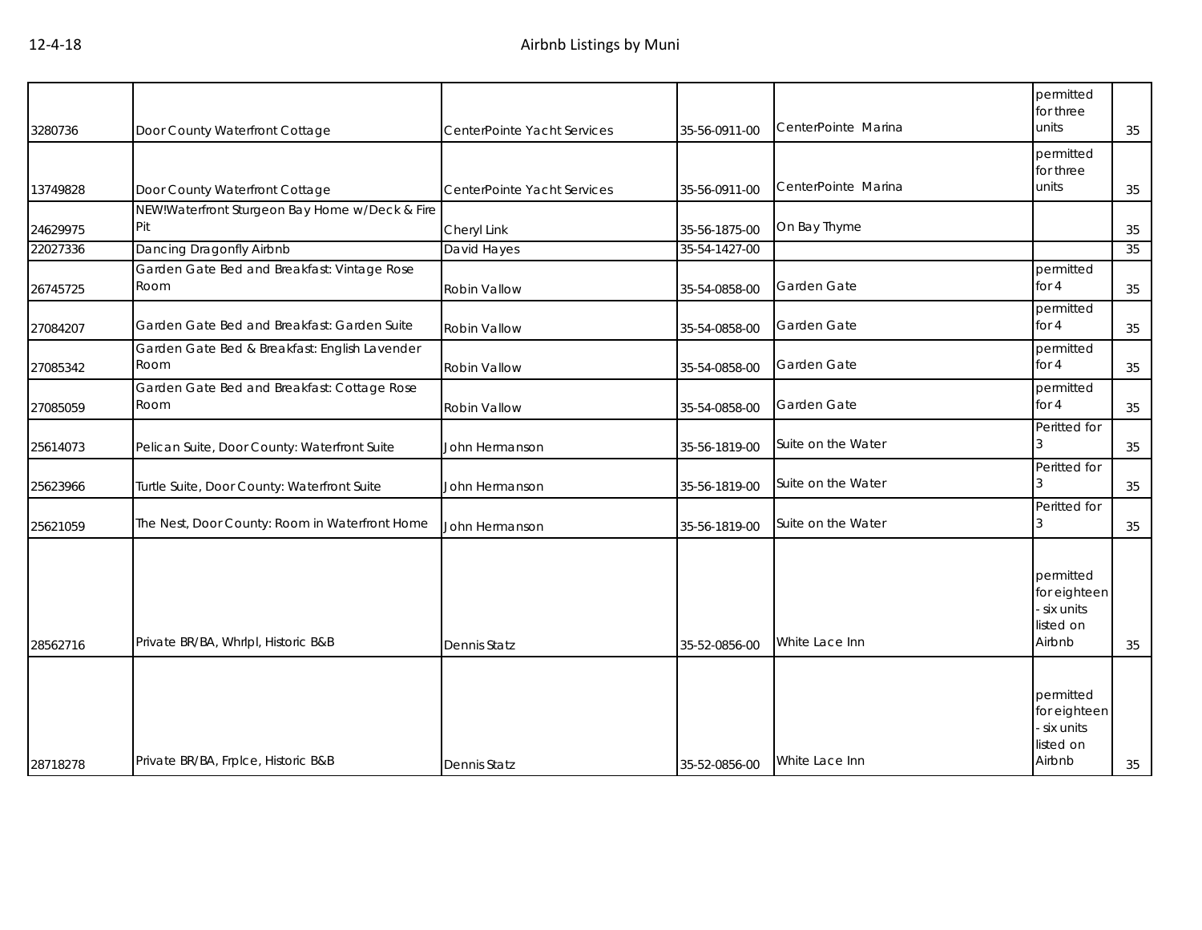| | | | | | | |
|---|---|---|---|---|---|---|
| 3280736 | Door County Waterfront Cottage | CenterPointe Yacht Services | 35-56-0911-00 | CenterPointe Marina | permitted for three units | 35 |
| 13749828 | Door County Waterfront Cottage | CenterPointe Yacht Services | 35-56-0911-00 | CenterPointe Marina | permitted for three units | 35 |
| 24629975 | NEW!Waterfront Sturgeon Bay Home w/Deck & Fire Pit | Cheryl Link | 35-56-1875-00 | On Bay Thyme | | 35 |
| 22027336 | Dancing Dragonfly Airbnb | David Hayes | 35-54-1427-00 | | | 35 |
| 26745725 | Garden Gate Bed and Breakfast: Vintage Rose Room | Robin Vallow | 35-54-0858-00 | Garden Gate | permitted for 4 | 35 |
| 27084207 | Garden Gate Bed and Breakfast: Garden Suite | Robin Vallow | 35-54-0858-00 | Garden Gate | permitted for 4 | 35 |
| 27085342 | Garden Gate Bed & Breakfast: English Lavender Room | Robin Vallow | 35-54-0858-00 | Garden Gate | permitted for 4 | 35 |
| 27085059 | Garden Gate Bed and Breakfast: Cottage Rose Room | Robin Vallow | 35-54-0858-00 | Garden Gate | permitted for 4 | 35 |
| 25614073 | Pelican Suite, Door County: Waterfront Suite | John Hermanson | 35-56-1819-00 | Suite on the Water | Peritted for 3 | 35 |
| 25623966 | Turtle Suite, Door County: Waterfront Suite | John Hermanson | 35-56-1819-00 | Suite on the Water | Peritted for 3 | 35 |
| 25621059 | The Nest, Door County: Room in Waterfront Home | John Hermanson | 35-56-1819-00 | Suite on the Water | Peritted for 3 | 35 |
| 28562716 | Private BR/BA, Whrlpl, Historic B&B | Dennis Statz | 35-52-0856-00 | White Lace Inn | permitted for eighteen - six units listed on Airbnb | 35 |
| 28718278 | Private BR/BA, Frplce, Historic B&B | Dennis Statz | 35-52-0856-00 | White Lace Inn | permitted for eighteen - six units listed on Airbnb | 35 |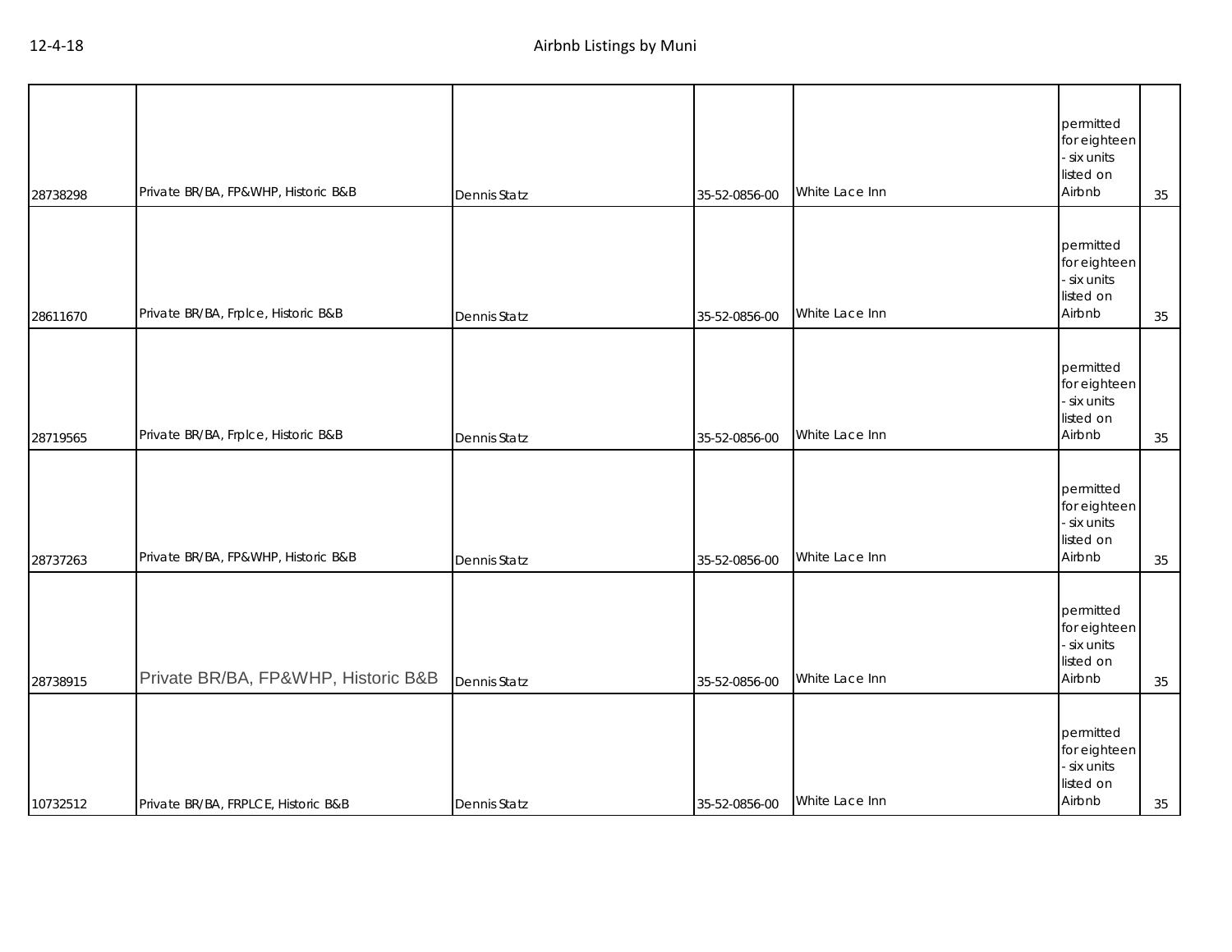| | | | | | | |
|---|---|---|---|---|---|---|
| 28738298 | Private BR/BA, FP&WHP, Historic B&B | Dennis Statz | 35-52-0856-00 | White Lace Inn | permitted for eighteen - six units listed on Airbnb | 35 |
| 28611670 | Private BR/BA, Frplce, Historic B&B | Dennis Statz | 35-52-0856-00 | White Lace Inn | permitted for eighteen - six units listed on Airbnb | 35 |
| 28719565 | Private BR/BA, Frplce, Historic B&B | Dennis Statz | 35-52-0856-00 | White Lace Inn | permitted for eighteen - six units listed on Airbnb | 35 |
| 28737263 | Private BR/BA, FP&WHP, Historic B&B | Dennis Statz | 35-52-0856-00 | White Lace Inn | permitted for eighteen - six units listed on Airbnb | 35 |
| 28738915 | Private BR/BA, FP&WHP, Historic B&B | Dennis Statz | 35-52-0856-00 | White Lace Inn | permitted for eighteen - six units listed on Airbnb | 35 |
| 10732512 | Private BR/BA, FRPLCE, Historic B&B | Dennis Statz | 35-52-0856-00 | White Lace Inn | permitted for eighteen - six units listed on Airbnb | 35 |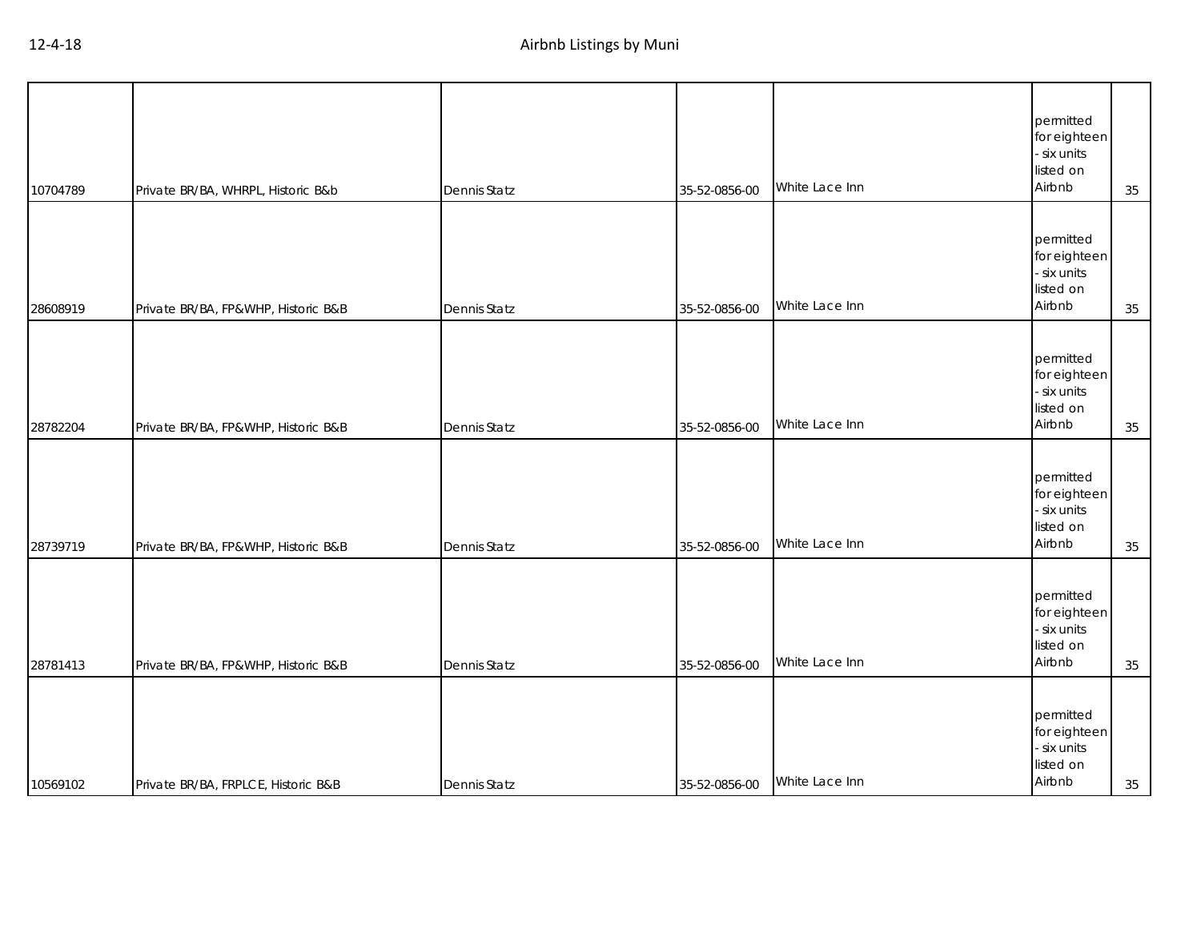| | | | | | | |
|---|---|---|---|---|---|---|
| 10704789 | Private BR/BA, WHRPL, Historic B&b | Dennis Statz | 35-52-0856-00 | White Lace Inn | permitted for eighteen - six units listed on Airbnb | 35 |
| 28608919 | Private BR/BA, FP&WHP, Historic B&B | Dennis Statz | 35-52-0856-00 | White Lace Inn | permitted for eighteen - six units listed on Airbnb | 35 |
| 28782204 | Private BR/BA, FP&WHP, Historic B&B | Dennis Statz | 35-52-0856-00 | White Lace Inn | permitted for eighteen - six units listed on Airbnb | 35 |
| 28739719 | Private BR/BA, FP&WHP, Historic B&B | Dennis Statz | 35-52-0856-00 | White Lace Inn | permitted for eighteen - six units listed on Airbnb | 35 |
| 28781413 | Private BR/BA, FP&WHP, Historic B&B | Dennis Statz | 35-52-0856-00 | White Lace Inn | permitted for eighteen - six units listed on Airbnb | 35 |
| 10569102 | Private BR/BA, FRPLCE, Historic B&B | Dennis Statz | 35-52-0856-00 | White Lace Inn | permitted for eighteen - six units listed on Airbnb | 35 |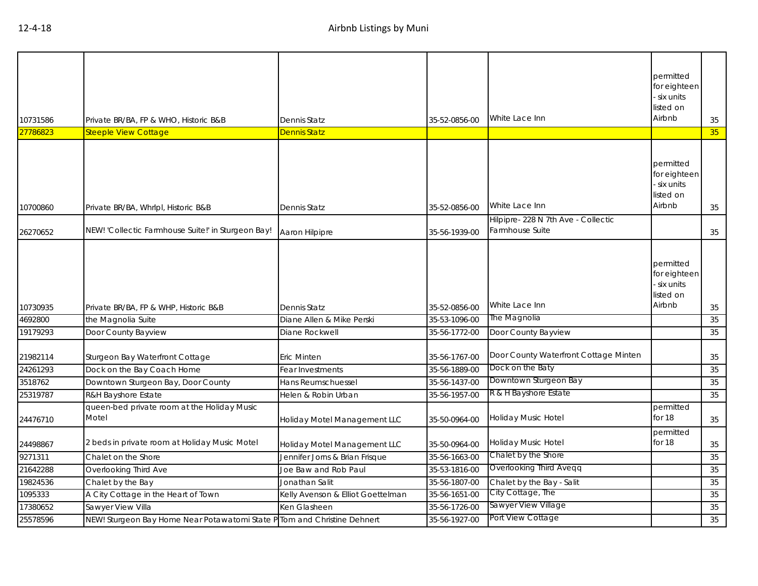| | | | | | | |
|---|---|---|---|---|---|---|
| 10731586 | Private BR/BA, FP & WHO, Historic B&B | Dennis Statz | 35-52-0856-00 | White Lace Inn | permitted for eighteen - six units listed on Airbnb | 35 |
| 27786823 | Steeple View Cottage | Dennis Statz | | | | 35 |
| 10700860 | Private BR/BA, Whrlpl, Historic B&B | Dennis Statz | 35-52-0856-00 | White Lace Inn | permitted for eighteen - six units listed on Airbnb | 35 |
| 26270652 | NEW! 'Collectic Farmhouse Suite!' in Sturgeon Bay! | Aaron Hilpipre | 35-56-1939-00 | Hilpipre- 228 N 7th Ave - Collectic Farmhouse Suite | | 35 |
| 10730935 | Private BR/BA, FP & WHP, Historic B&B | Dennis Statz | 35-52-0856-00 | White Lace Inn | permitted for eighteen - six units listed on Airbnb | 35 |
| 4692800 | the Magnolia Suite | Diane Allen & Mike Perski | 35-53-1096-00 | The Magnolia | | 35 |
| 19179293 | Door County Bayview | Diane Rockwell | 35-56-1772-00 | Door County Bayview | | 35 |
| 21982114 | Sturgeon Bay Waterfront Cottage | Eric Minten | 35-56-1767-00 | Door County Waterfront Cottage Minten | | 35 |
| 24261293 | Dock on the Bay Coach Home | Fear Investments | 35-56-1889-00 | Dock on the Baty | | 35 |
| 3518762 | Downtown Sturgeon Bay, Door County | Hans Reumschuessel | 35-56-1437-00 | Downtown Sturgeon Bay | | 35 |
| 25319787 | R&H Bayshore Estate | Helen & Robin Urban | 35-56-1957-00 | R & H Bayshore Estate | | 35 |
| 24476710 | queen-bed private room at the Holiday Music Motel | Holiday Motel Management LLC | 35-50-0964-00 | Holiday Music Hotel | permitted for 18 | 35 |
| 24498867 | 2 beds in private room at Holiday Music Motel | Holiday Motel Management LLC | 35-50-0964-00 | Holiday Music Hotel | permitted for 18 | 35 |
| 9271311 | Chalet on the Shore | Jennifer Jorns & Brian Frisque | 35-56-1663-00 | Chalet by the Shore | | 35 |
| 21642288 | Overlooking Third Ave | Joe Baw and Rob Paul | 35-53-1816-00 | Overlooking Third Aveqq | | 35 |
| 19824536 | Chalet by the Bay | Jonathan Salit | 35-56-1807-00 | Chalet by the Bay - Salit | | 35 |
| 1095333 | A City Cottage in the Heart of Town | Kelly Avenson & Elliot Goettelman | 35-56-1651-00 | City Cottage, The | | 35 |
| 17380652 | Sawyer View Villa | Ken Glasheen | 35-56-1726-00 | Sawyer View Village | | 35 |
| 25578596 | NEW! Sturgeon Bay Home Near Potawatomi State P | Tom and Christine Dehnert | 35-56-1927-00 | Port View Cottage | | 35 |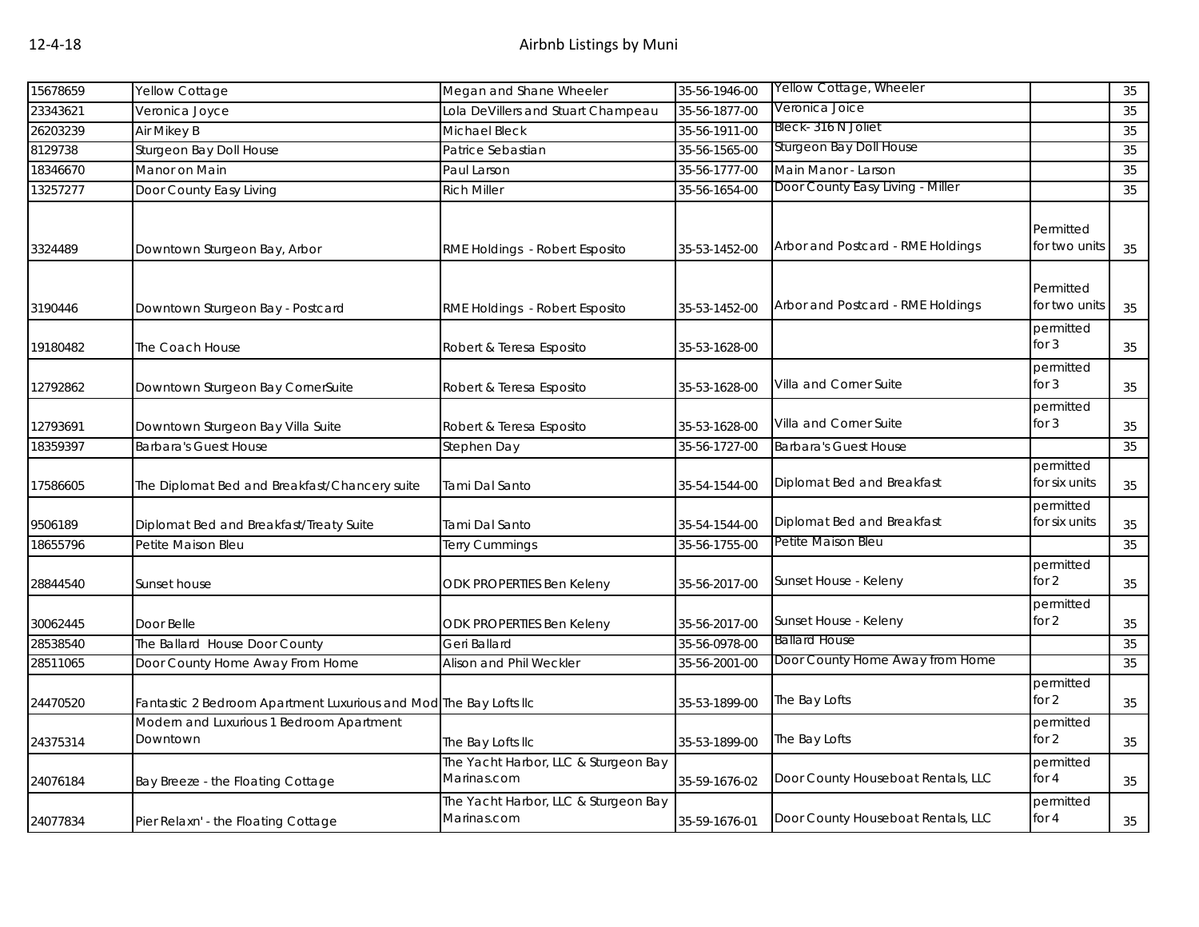| | | | | | | |
|---|---|---|---|---|---|---|
| 15678659 | Yellow Cottage | Megan and Shane Wheeler | 35-56-1946-00 | Yellow Cottage, Wheeler | | 35 |
| 23343621 | Veronica Joyce | Lola DeVillers and Stuart Champeau | 35-56-1877-00 | Veronica Joice | | 35 |
| 26203239 | Air Mikey B | Michael Bleck | 35-56-1911-00 | Bleck- 316 N Joliet | | 35 |
| 8129738 | Sturgeon Bay Doll House | Patrice Sebastian | 35-56-1565-00 | Sturgeon Bay Doll House | | 35 |
| 18346670 | Manor on Main | Paul Larson | 35-56-1777-00 | Main Manor - Larson | | 35 |
| 13257277 | Door County Easy Living | Rich Miller | 35-56-1654-00 | Door County Easy Living - Miller | | 35 |
| 3324489 | Downtown Sturgeon Bay, Arbor | RME Holdings - Robert Esposito | 35-53-1452-00 | Arbor and Postcard - RME Holdings | Permitted for two units | 35 |
| 3190446 | Downtown Sturgeon Bay - Postcard | RME Holdings - Robert Esposito | 35-53-1452-00 | Arbor and Postcard - RME Holdings | Permitted for two units | 35 |
| 19180482 | The Coach House | Robert & Teresa Esposito | 35-53-1628-00 | | permitted for 3 | 35 |
| 12792862 | Downtown Sturgeon Bay CornerSuite | Robert & Teresa Esposito | 35-53-1628-00 | Villa and Corner Suite | permitted for 3 | 35 |
| 12793691 | Downtown Sturgeon Bay Villa Suite | Robert & Teresa Esposito | 35-53-1628-00 | Villa and Corner Suite | permitted for 3 | 35 |
| 18359397 | Barbara's Guest House | Stephen Day | 35-56-1727-00 | Barbara's Guest House | | 35 |
| 17586605 | The Diplomat Bed and Breakfast/Chancery suite | Tami Dal Santo | 35-54-1544-00 | Diplomat Bed and Breakfast | permitted for six units | 35 |
| 9506189 | Diplomat Bed and Breakfast/Treaty Suite | Tami Dal Santo | 35-54-1544-00 | Diplomat Bed and Breakfast | permitted for six units | 35 |
| 18655796 | Petite Maison Bleu | Terry Cummings | 35-56-1755-00 | Petite Maison Bleu | | 35 |
| 28844540 | Sunset house | ODK PROPERTIES Ben Keleny | 35-56-2017-00 | Sunset House - Keleny | permitted for 2 | 35 |
| 30062445 | Door Belle | ODK PROPERTIES Ben Keleny | 35-56-2017-00 | Sunset House - Keleny | permitted for 2 | 35 |
| 28538540 | The Ballard House Door County | Geri Ballard | 35-56-0978-00 | Ballard House | | 35 |
| 28511065 | Door County Home Away From Home | Alison and Phil Weckler | 35-56-2001-00 | Door County Home Away from Home | | 35 |
| 24470520 | Fantastic 2 Bedroom Apartment Luxurious and Mod | The Bay Lofts llc | 35-53-1899-00 | The Bay Lofts | permitted for 2 | 35 |
| 24375314 | Modern and Luxurious 1 Bedroom Apartment Downtown | The Bay Lofts llc | 35-53-1899-00 | The Bay Lofts | permitted for 2 | 35 |
| 24076184 | Bay Breeze - the Floating Cottage | The Yacht Harbor, LLC & Sturgeon Bay Marinas.com | 35-59-1676-02 | Door County Houseboat Rentals, LLC | permitted for 4 | 35 |
| 24077834 | Pier Relaxn' - the Floating Cottage | The Yacht Harbor, LLC & Sturgeon Bay Marinas.com | 35-59-1676-01 | Door County Houseboat Rentals, LLC | permitted for 4 | 35 |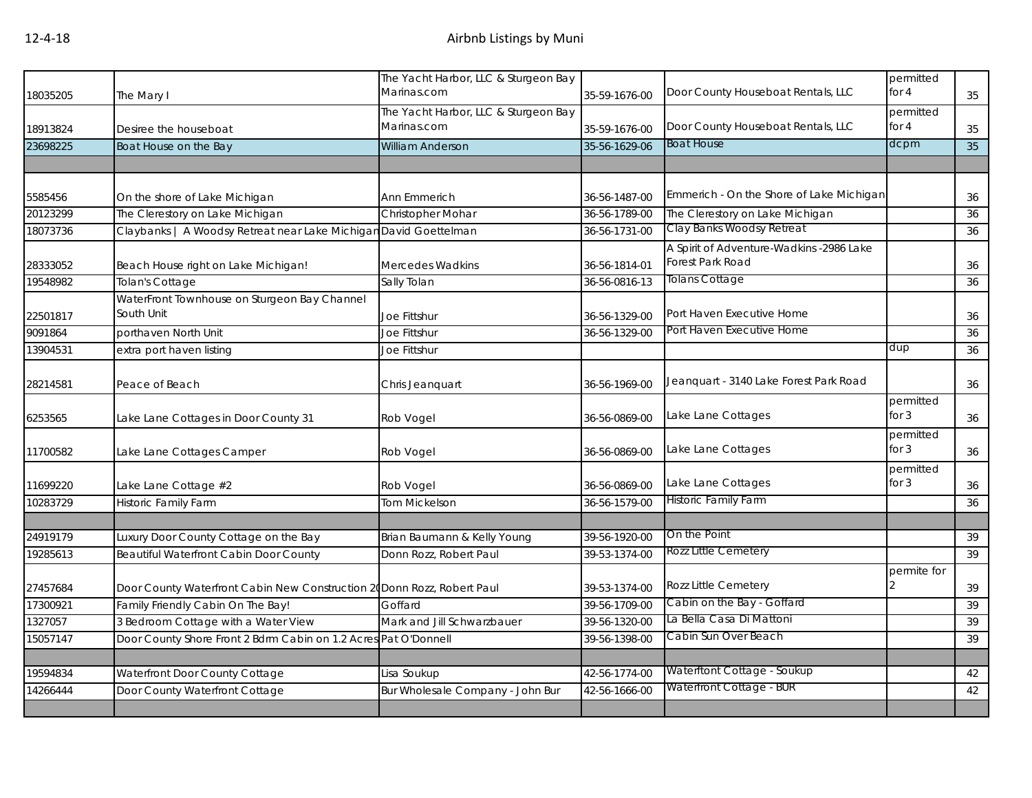| | | | | | | |
|---|---|---|---|---|---|---|
| 18035205 | The Mary I | The Yacht Harbor, LLC & Sturgeon Bay Marinas.com | 35-59-1676-00 | Door County Houseboat Rentals, LLC | permitted for 4 | 35 |
| 18913824 | Desiree the houseboat | The Yacht Harbor, LLC & Sturgeon Bay Marinas.com | 35-59-1676-00 | Door County Houseboat Rentals, LLC | permitted for 4 | 35 |
| 23698225 | Boat House on the Bay | William Anderson | 35-56-1629-06 | Boat House | dcpm | 35 |
| | | | | | | |
| 5585456 | On the shore of Lake Michigan | Ann Emmerich | 36-56-1487-00 | Emmerich - On the Shore of Lake Michigan | | 36 |
| 20123299 | The Clerestory on Lake Michigan | Christopher Mohar | 36-56-1789-00 | The Clerestory on Lake Michigan | | 36 |
| 18073736 | Claybanks \| A Woodsy Retreat near Lake Michigan | David Goettelman | 36-56-1731-00 | Clay Banks Woodsy Retreat | | 36 |
| 28333052 | Beach House right on Lake Michigan! | Mercedes Wadkins | 36-56-1814-01 | A Spirit of Adventure-Wadkins -2986 Lake Forest Park Road | | 36 |
| 19548982 | Tolan's Cottage | Sally Tolan | 36-56-0816-13 | Tolans Cottage | | 36 |
| 22501817 | WaterFront Townhouse on Sturgeon Bay Channel South Unit | Joe Fittshur | 36-56-1329-00 | Port Haven Executive Home | | 36 |
| 9091864 | porthaven North Unit | Joe Fittshur | 36-56-1329-00 | Port Haven Executive Home | | 36 |
| 13904531 | extra port haven listing | Joe Fittshur | | | dup | 36 |
| 28214581 | Peace of Beach | Chris Jeanquart | 36-56-1969-00 | Jeanquart - 3140 Lake Forest Park Road | | 36 |
| 6253565 | Lake Lane Cottages in Door County 31 | Rob Vogel | 36-56-0869-00 | Lake Lane Cottages | permitted for 3 | 36 |
| 11700582 | Lake Lane Cottages Camper | Rob Vogel | 36-56-0869-00 | Lake Lane Cottages | permitted for 3 | 36 |
| 11699220 | Lake Lane Cottage #2 | Rob Vogel | 36-56-0869-00 | Lake Lane Cottages | permitted for 3 | 36 |
| 10283729 | Historic Family Farm | Tom Mickelson | 36-56-1579-00 | Historic Family Farm | | 36 |
| | | | | | | |
| 24919179 | Luxury Door County Cottage on the Bay | Brian Baumann & Kelly Young | 39-56-1920-00 | On the Point | | 39 |
| 19285613 | Beautiful Waterfront Cabin Door County | Donn Rozz, Robert Paul | 39-53-1374-00 | Rozz Little Cemetery | | 39 |
| 27457684 | Door County Waterfront Cabin New Construction 2( | Donn Rozz, Robert Paul | 39-53-1374-00 | Rozz Little Cemetery | permite for 2 | 39 |
| 17300921 | Family Friendly Cabin On The Bay! | Goffard | 39-56-1709-00 | Cabin on the Bay - Goffard | | 39 |
| 1327057 | 3 Bedroom Cottage with a Water View | Mark and Jill Schwarzbauer | 39-56-1320-00 | La Bella Casa Di Mattoni | | 39 |
| 15057147 | Door County Shore Front 2 Bdrm Cabin on 1.2 Acres | Pat O'Donnell | 39-56-1398-00 | Cabin Sun Over Beach | | 39 |
| | | | | | | |
| 19594834 | Waterfront Door County Cottage | Lisa Soukup | 42-56-1774-00 | Waterftont Cottage - Soukup | | 42 |
| 14266444 | Door County Waterfront Cottage | Bur Wholesale Company - John Bur | 42-56-1666-00 | Waterfront Cottage - BUR | | 42 |
| | | | | | | |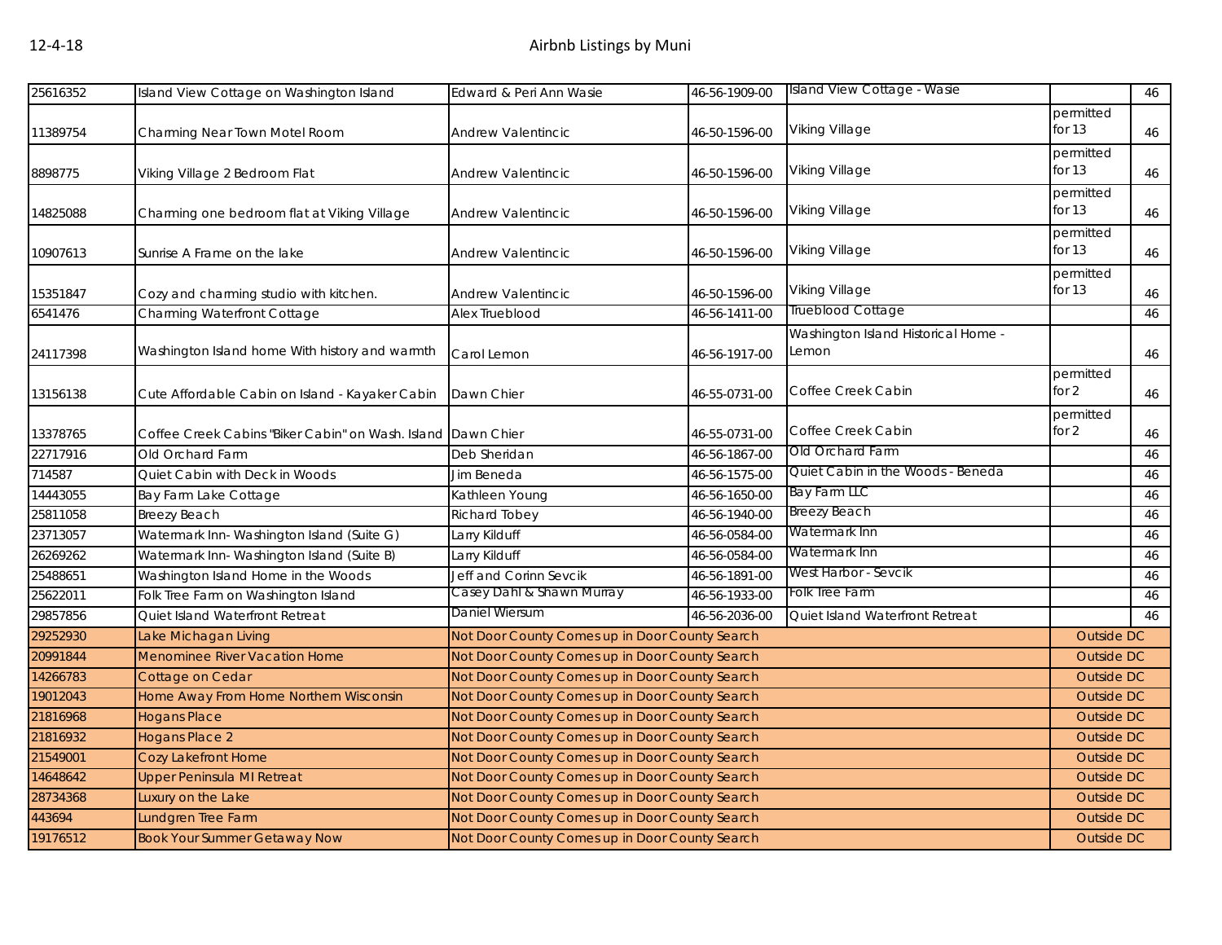| | | | | | | |
|---|---|---|---|---|---|---|
| 25616352 | Island View Cottage on Washington Island | Edward & Peri Ann Wasie | 46-56-1909-00 | Island View Cottage - Wasie | | 46 |
| 11389754 | Charming Near Town Motel Room | Andrew Valentincic | 46-50-1596-00 | Viking Village | permitted for 13 | 46 |
| 8898775 | Viking Village 2 Bedroom Flat | Andrew Valentincic | 46-50-1596-00 | Viking Village | permitted for 13 | 46 |
| 14825088 | Charming one bedroom flat at Viking Village | Andrew Valentincic | 46-50-1596-00 | Viking Village | permitted for 13 | 46 |
| 10907613 | Sunrise A Frame on the lake | Andrew Valentincic | 46-50-1596-00 | Viking Village | permitted for 13 | 46 |
| 15351847 | Cozy and charming studio with kitchen. | Andrew Valentincic | 46-50-1596-00 | Viking Village | permitted for 13 | 46 |
| 6541476 | Charming Waterfront Cottage | Alex Trueblood | 46-56-1411-00 | Trueblood Cottage | | 46 |
| 24117398 | Washington Island home With history and warmth | Carol Lemon | 46-56-1917-00 | Washington Island Historical Home - Lemon | | 46 |
| 13156138 | Cute Affordable Cabin on Island - Kayaker Cabin | Dawn Chier | 46-55-0731-00 | Coffee Creek Cabin | permitted for 2 | 46 |
| 13378765 | Coffee Creek Cabins "Biker Cabin" on Wash. Island | Dawn Chier | 46-55-0731-00 | Coffee Creek Cabin | permitted for 2 | 46 |
| 22717916 | Old Orchard Farm | Deb Sheridan | 46-56-1867-00 | Old Orchard Farm | | 46 |
| 714587 | Quiet Cabin with Deck in Woods | Jim Beneda | 46-56-1575-00 | Quiet Cabin in the Woods - Beneda | | 46 |
| 14443055 | Bay Farm Lake Cottage | Kathleen Young | 46-56-1650-00 | Bay Farm LLC | | 46 |
| 25811058 | Breezy Beach | Richard Tobey | 46-56-1940-00 | Breezy Beach | | 46 |
| 23713057 | Watermark Inn- Washington Island (Suite G) | Larry Kilduff | 46-56-0584-00 | Watermark Inn | | 46 |
| 26269262 | Watermark Inn- Washington Island (Suite B) | Larry Kilduff | 46-56-0584-00 | Watermark Inn | | 46 |
| 25488651 | Washington Island Home in the Woods | Jeff and Corinn Sevcik | 46-56-1891-00 | West Harbor - Sevcik | | 46 |
| 25622011 | Folk Tree Farm on Washington Island | Casey Dahl & Shawn Murray | 46-56-1933-00 | Folk Tree Farm | | 46 |
| 29857856 | Quiet Island Waterfront Retreat | Daniel Wiersum | 46-56-2036-00 | Quiet Island Waterfront Retreat | | 46 |
| 29252930 | Lake Michagan Living | Not Door County Comes up in Door County Search | | | Outside DC | |
| 20991844 | Menominee River Vacation Home | Not Door County Comes up in Door County Search | | | Outside DC | |
| 14266783 | Cottage on Cedar | Not Door County Comes up in Door County Search | | | Outside DC | |
| 19012043 | Home Away From Home Northern Wisconsin | Not Door County Comes up in Door County Search | | | Outside DC | |
| 21816968 | Hogans Place | Not Door County Comes up in Door County Search | | | Outside DC | |
| 21816932 | Hogans Place 2 | Not Door County Comes up in Door County Search | | | Outside DC | |
| 21549001 | Cozy Lakefront Home | Not Door County Comes up in Door County Search | | | Outside DC | |
| 14648642 | Upper Peninsula MI Retreat | Not Door County Comes up in Door County Search | | | Outside DC | |
| 28734368 | Luxury on the Lake | Not Door County Comes up in Door County Search | | | Outside DC | |
| 443694 | Lundgren Tree Farm | Not Door County Comes up in Door County Search | | | Outside DC | |
| 19176512 | Book Your Summer Getaway Now | Not Door County Comes up in Door County Search | | | Outside DC | |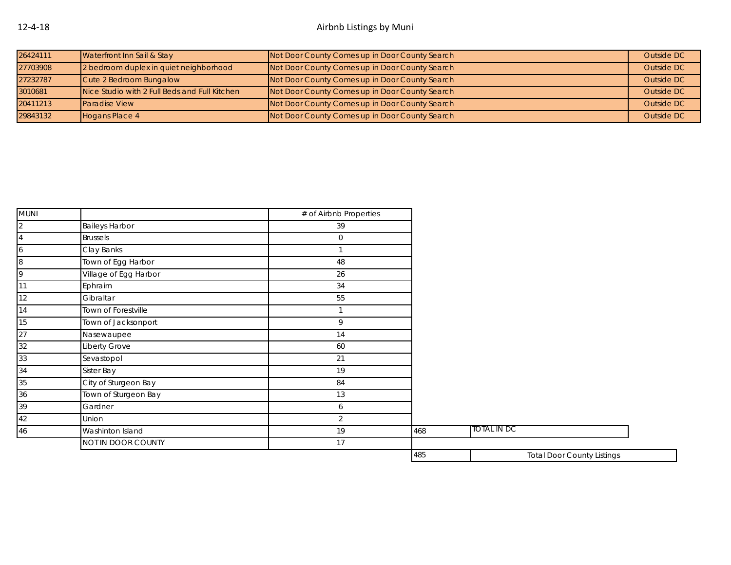12-4-18

# Airbnb Listings by Muni

| | | | |
|---|---|---|---|
| 26424111 | Waterfront Inn Sail & Stay | Not Door County Comes up in Door County Search | Outside DC |
| 27703908 | 2 bedroom duplex in quiet neighborhood | Not Door County Comes up in Door County Search | Outside DC |
| 27232787 | Cute 2 Bedroom Bungalow | Not Door County Comes up in Door County Search | Outside DC |
| 3010681 | Nice Studio with 2 Full Beds and Full Kitchen | Not Door County Comes up in Door County Search | Outside DC |
| 20411213 | Paradise View | Not Door County Comes up in Door County Search | Outside DC |
| 29843132 | Hogans Place 4 | Not Door County Comes up in Door County Search | Outside DC |

| MUNI | | # of Airbnb Properties | | |
|---|---|---|---|---|
| 2 | Baileys Harbor | 39 | | |
| 4 | Brussels | 0 | | |
| 6 | Clay Banks | 1 | | |
| 8 | Town of Egg Harbor | 48 | | |
| 9 | Village of Egg Harbor | 26 | | |
| 11 | Ephraim | 34 | | |
| 12 | Gibraltar | 55 | | |
| 14 | Town of Forestville | 1 | | |
| 15 | Town of Jacksonport | 9 | | |
| 27 | Nasewaupee | 14 | | |
| 32 | Liberty Grove | 60 | | |
| 33 | Sevastopol | 21 | | |
| 34 | Sister Bay | 19 | | |
| 35 | City of Sturgeon Bay | 84 | | |
| 36 | Town of Sturgeon Bay | 13 | | |
| 39 | Gardner | 6 | | |
| 42 | Union | 2 | | |
| 46 | Washinton Island | 19 | 468 | TOTAL IN DC |
| | NOT IN DOOR COUNTY | 17 | | |
| | | | 485 | Total Door County Listings |